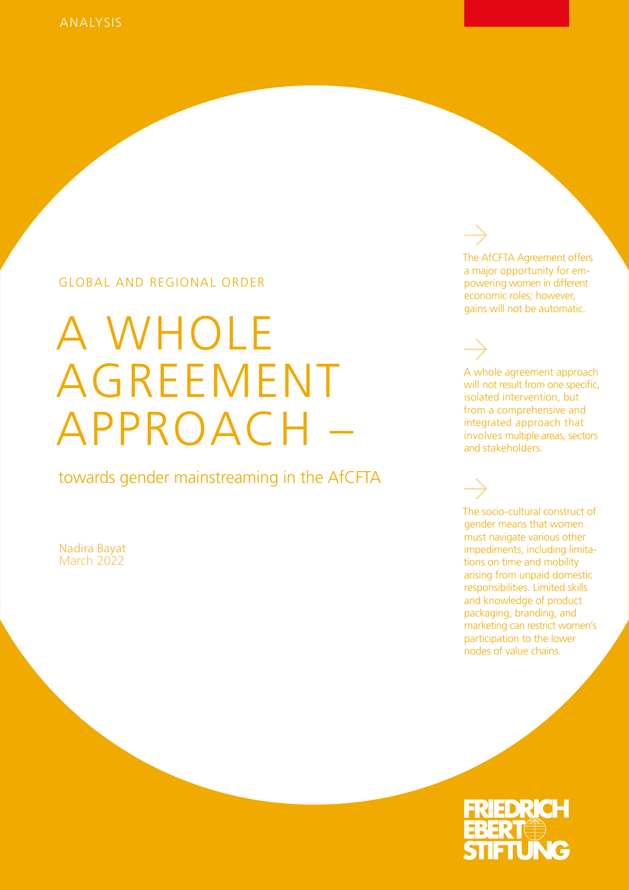ANALYSIS

GLOBAL AND REGIONAL ORDER

# A WHOLE AGREEMENT APPROACH –

## towards gender mainstreaming in the AfCFTA

Nadira Bayat
March 2022

→

The AfCFTA Agreement offers a major opportunity for empowering women in different economic roles; however, gains will not be automatic.

→

A whole agreement approach will not result from one specific, isolated intervention, but from a comprehensive and integrated approach that involves multiple areas, sectors and stakeholders.

→

The socio-cultural construct of gender means that women must navigate various other impediments, including limitations on time and mobility arising from unpaid domestic responsibilities. Limited skills and knowledge of product packaging, branding, and marketing can restrict women's participation to the lower nodes of value chains.

FRIEDRICH EBERT STIFTUNG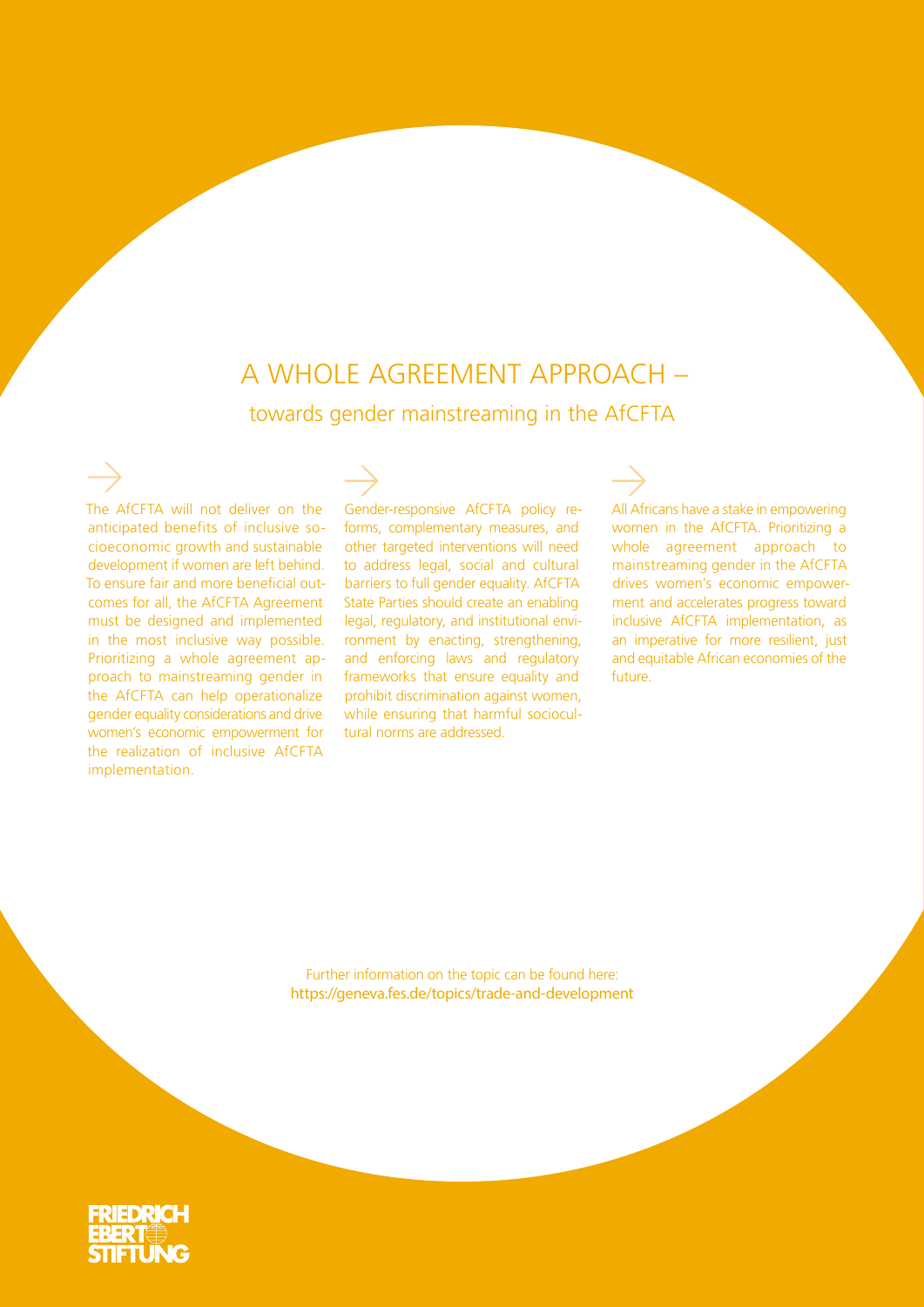# A WHOLE AGREEMENT APPROACH –

## towards gender mainstreaming in the AfCFTA

→

The AfCFTA will not deliver on the anticipated benefits of inclusive socioeconomic growth and sustainable development if women are left behind. To ensure fair and more beneficial outcomes for all, the AfCFTA Agreement must be designed and implemented in the most inclusive way possible. Prioritizing a whole agreement approach to mainstreaming gender in the AfCFTA can help operationalize gender equality considerations and drive women's economic empowerment for the realization of inclusive AfCFTA implementation.

→

Gender-responsive AfCFTA policy reforms, complementary measures, and other targeted interventions will need to address legal, social and cultural barriers to full gender equality. AfCFTA State Parties should create an enabling legal, regulatory, and institutional environment by enacting, strengthening, and enforcing laws and regulatory frameworks that ensure equality and prohibit discrimination against women, while ensuring that harmful sociocultural norms are addressed.

→

All Africans have a stake in empowering women in the AfCFTA. Prioritizing a whole agreement approach to mainstreaming gender in the AfCFTA drives women's economic empowerment and accelerates progress toward inclusive AfCFTA implementation, as an imperative for more resilient, just and equitable African economies of the future.

Further information on the topic can be found here:
https://geneva.fes.de/topics/trade-and-development

FRIEDRICH EBERT STIFTUNG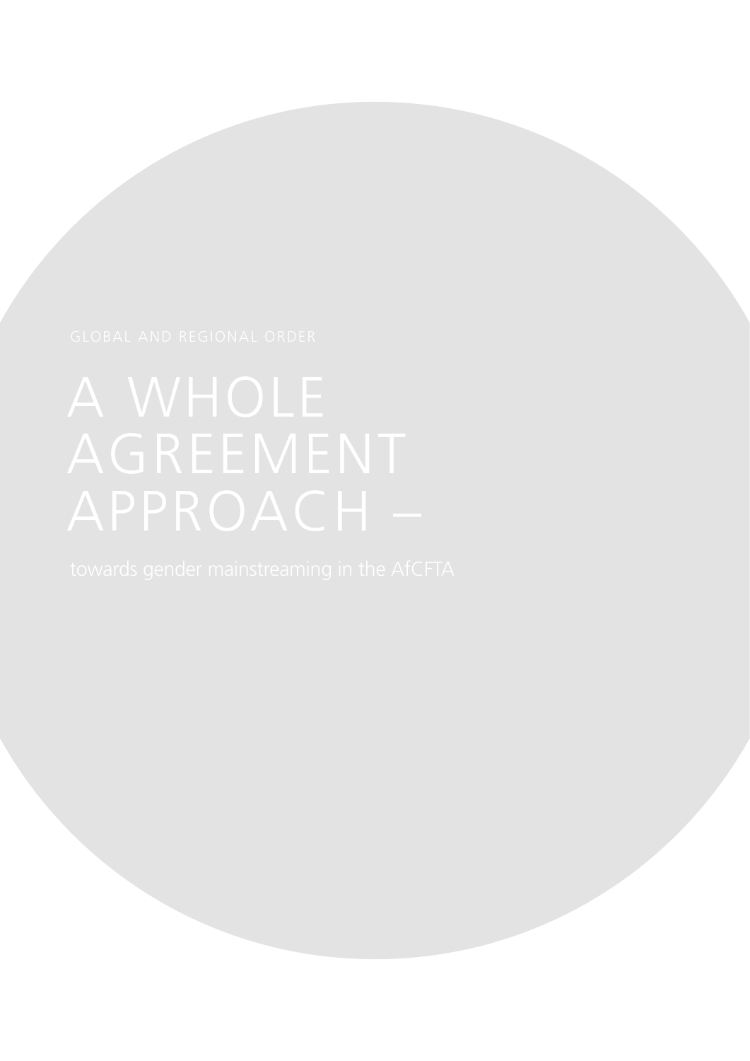GLOBAL AND REGIONAL ORDER

# A WHOLE AGREEMENT APPROACH –

towards gender mainstreaming in the AfCFTA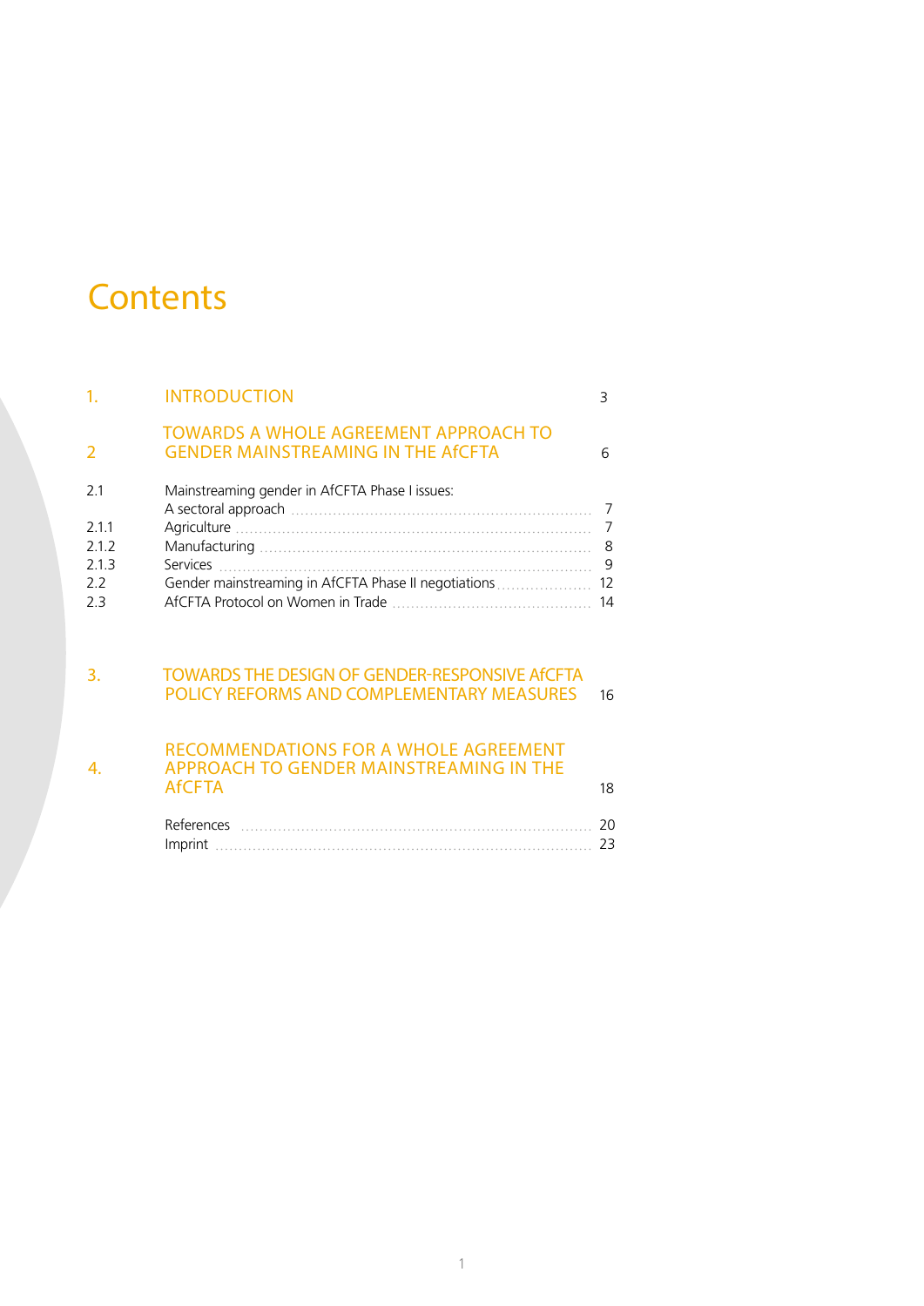# Contents

| | | |
|---|---|---|
| 1. | INTRODUCTION | 3 |
| 2 | TOWARDS A WHOLE AGREEMENT APPROACH TO GENDER MAINSTREAMING IN THE AfCFTA | 6 |
| 2.1 | Mainstreaming gender in AfCFTA Phase I issues: A sectoral approach | 7 |
| 2.1.1 | Agriculture | 7 |
| 2.1.2 | Manufacturing | 8 |
| 2.1.3 | Services | 9 |
| 2.2 | Gender mainstreaming in AfCFTA Phase II negotiations | 12 |
| 2.3 | AfCFTA Protocol on Women in Trade | 14 |
| 3. | TOWARDS THE DESIGN OF GENDER-RESPONSIVE AfCFTA POLICY REFORMS AND COMPLEMENTARY MEASURES | 16 |
| 4. | RECOMMENDATIONS FOR A WHOLE AGREEMENT APPROACH TO GENDER MAINSTREAMING IN THE AfCFTA | 18 |
| | References | 20 |
| | Imprint | 23 |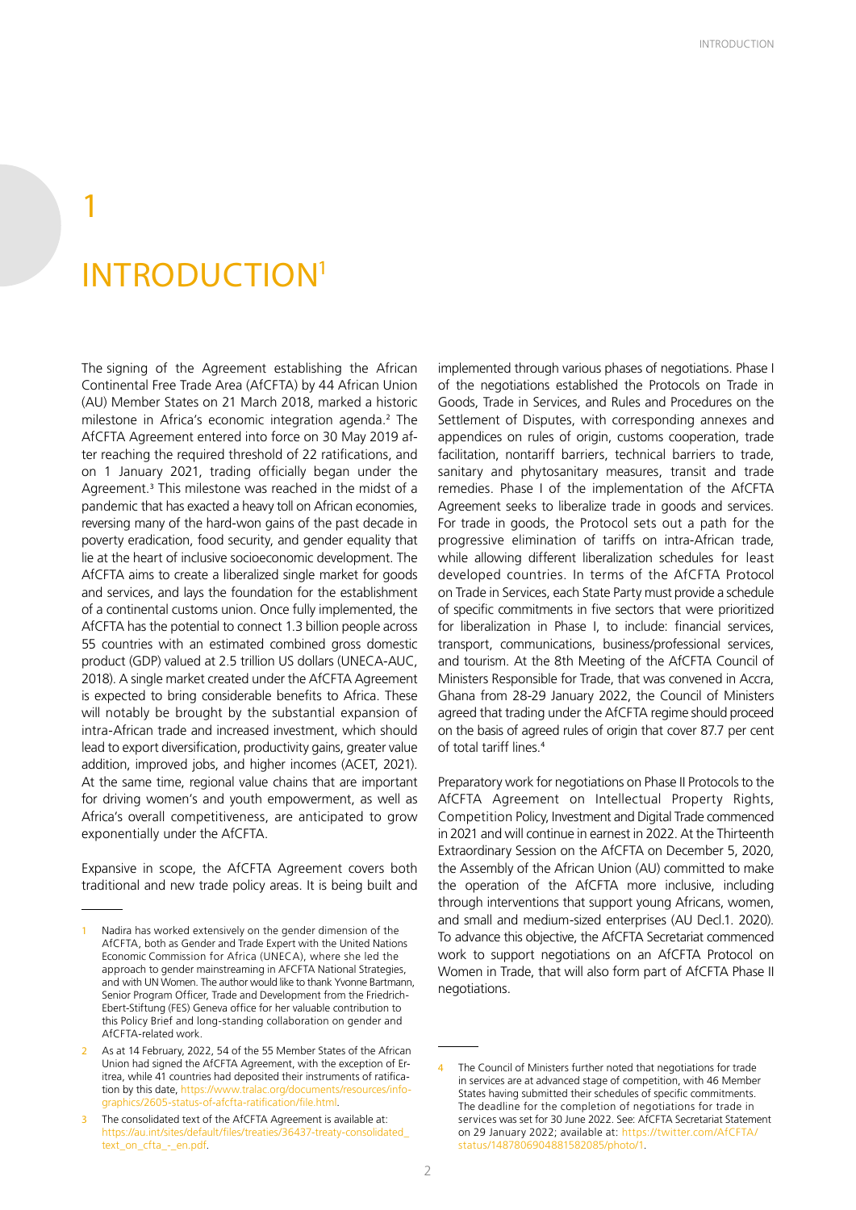# 1

# INTRODUCTION[1]

The signing of the Agreement establishing the African Continental Free Trade Area (AfCFTA) by 44 African Union (AU) Member States on 21 March 2018, marked a historic milestone in Africa's economic integration agenda.[2] The AfCFTA Agreement entered into force on 30 May 2019 after reaching the required threshold of 22 ratifications, and on 1 January 2021, trading officially began under the Agreement.[3] This milestone was reached in the midst of a pandemic that has exacted a heavy toll on African economies, reversing many of the hard-won gains of the past decade in poverty eradication, food security, and gender equality that lie at the heart of inclusive socioeconomic development. The AfCFTA aims to create a liberalized single market for goods and services, and lays the foundation for the establishment of a continental customs union. Once fully implemented, the AfCFTA has the potential to connect 1.3 billion people across 55 countries with an estimated combined gross domestic product (GDP) valued at 2.5 trillion US dollars (UNECA-AUC, 2018). A single market created under the AfCFTA Agreement is expected to bring considerable benefits to Africa. These will notably be brought by the substantial expansion of intra-African trade and increased investment, which should lead to export diversification, productivity gains, greater value addition, improved jobs, and higher incomes (ACET, 2021). At the same time, regional value chains that are important for driving women's and youth empowerment, as well as Africa's overall competitiveness, are anticipated to grow exponentially under the AfCFTA.

Expansive in scope, the AfCFTA Agreement covers both traditional and new trade policy areas. It is being built and implemented through various phases of negotiations. Phase I of the negotiations established the Protocols on Trade in Goods, Trade in Services, and Rules and Procedures on the Settlement of Disputes, with corresponding annexes and appendices on rules of origin, customs cooperation, trade facilitation, nontariff barriers, technical barriers to trade, sanitary and phytosanitary measures, transit and trade remedies. Phase I of the implementation of the AfCFTA Agreement seeks to liberalize trade in goods and services. For trade in goods, the Protocol sets out a path for the progressive elimination of tariffs on intra-African trade, while allowing different liberalization schedules for least developed countries. In terms of the AfCFTA Protocol on Trade in Services, each State Party must provide a schedule of specific commitments in five sectors that were prioritized for liberalization in Phase I, to include: financial services, transport, communications, business/professional services, and tourism. At the 8th Meeting of the AfCFTA Council of Ministers Responsible for Trade, that was convened in Accra, Ghana from 28-29 January 2022, the Council of Ministers agreed that trading under the AfCFTA regime should proceed on the basis of agreed rules of origin that cover 87.7 per cent of total tariff lines.[4]

Preparatory work for negotiations on Phase II Protocols to the AfCFTA Agreement on Intellectual Property Rights, Competition Policy, Investment and Digital Trade commenced in 2021 and will continue in earnest in 2022. At the Thirteenth Extraordinary Session on the AfCFTA on December 5, 2020, the Assembly of the African Union (AU) committed to make the operation of the AfCFTA more inclusive, including through interventions that support young Africans, women, and small and medium-sized enterprises (AU Decl.1. 2020). To advance this objective, the AfCFTA Secretariat commenced work to support negotiations on an AfCFTA Protocol on Women in Trade, that will also form part of AfCFTA Phase II negotiations.

---

1 Nadira has worked extensively on the gender dimension of the AfCFTA, both as Gender and Trade Expert with the United Nations Economic Commission for Africa (UNECA), where she led the approach to gender mainstreaming in AfCFTA National Strategies, and with UN Women. The author would like to thank Yvonne Bartmann, Senior Program Officer, Trade and Development from the Friedrich-Ebert-Stiftung (FES) Geneva office for her valuable contribution to this Policy Brief and long-standing collaboration on gender and AfCFTA-related work.

2 As at 14 February, 2022, 54 of the 55 Member States of the African Union had signed the AfCFTA Agreement, with the exception of Eritrea, while 41 countries had deposited their instruments of ratification by this date, https://www.tralac.org/documents/resources/infographics/2605-status-of-afcfta-ratification/file.html.

3 The consolidated text of the AfCFTA Agreement is available at: https://au.int/sites/default/files/treaties/36437-treaty-consolidated_text_on_cfta_-_en.pdf.

4 The Council of Ministers further noted that negotiations for trade in services are at advanced stage of competition, with 46 Member States having submitted their schedules of specific commitments. The deadline for the completion of negotiations for trade in services was set for 30 June 2022. See: AfCFTA Secretariat Statement on 29 January 2022; available at: https://twitter.com/AfCFTA/status/1487806904881582085/photo/1.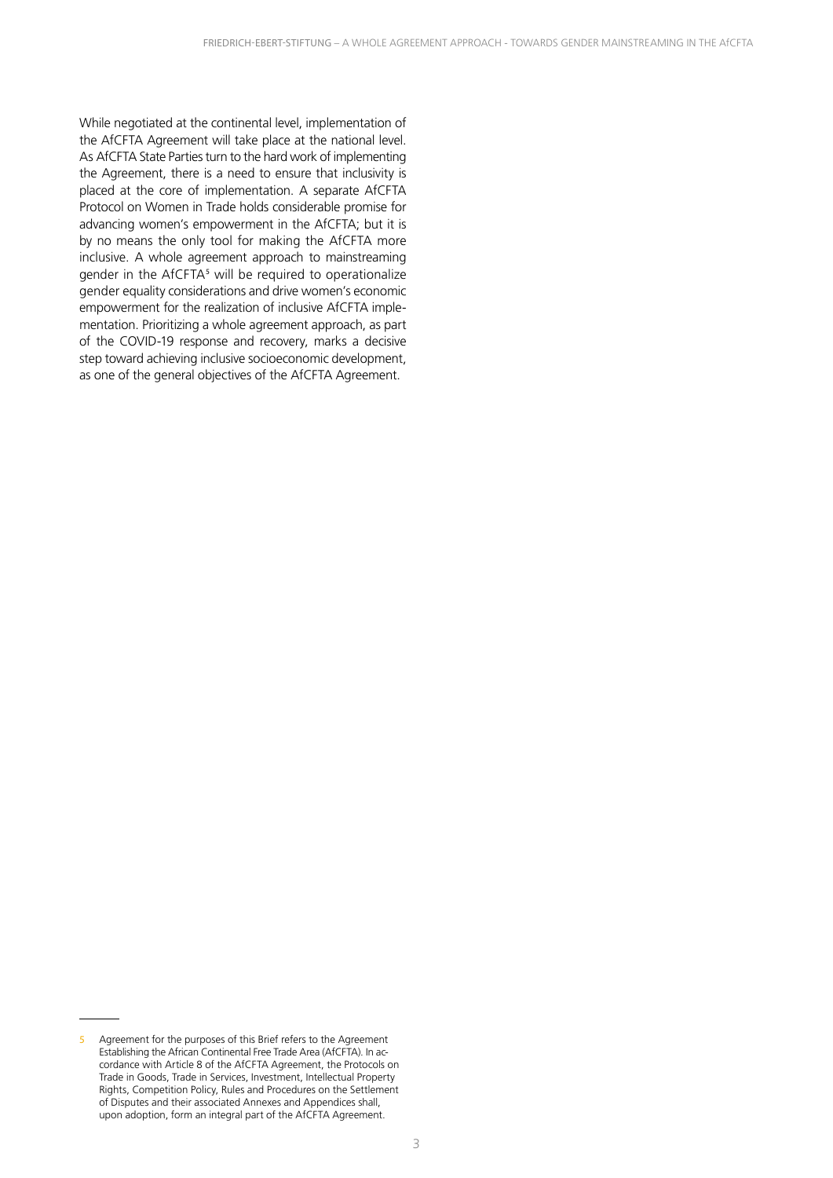While negotiated at the continental level, implementation of the AfCFTA Agreement will take place at the national level. As AfCFTA State Parties turn to the hard work of implementing the Agreement, there is a need to ensure that inclusivity is placed at the core of implementation. A separate AfCFTA Protocol on Women in Trade holds considerable promise for advancing women's empowerment in the AfCFTA; but it is by no means the only tool for making the AfCFTA more inclusive. A whole agreement approach to mainstreaming gender in the AfCFTA[5] will be required to operationalize gender equality considerations and drive women's economic empowerment for the realization of inclusive AfCFTA implementation. Prioritizing a whole agreement approach, as part of the COVID-19 response and recovery, marks a decisive step toward achieving inclusive socioeconomic development, as one of the general objectives of the AfCFTA Agreement.

---

5 Agreement for the purposes of this Brief refers to the Agreement Establishing the African Continental Free Trade Area (AfCFTA). In accordance with Article 8 of the AfCFTA Agreement, the Protocols on Trade in Goods, Trade in Services, Investment, Intellectual Property Rights, Competition Policy, Rules and Procedures on the Settlement of Disputes and their associated Annexes and Appendices shall, upon adoption, form an integral part of the AfCFTA Agreement.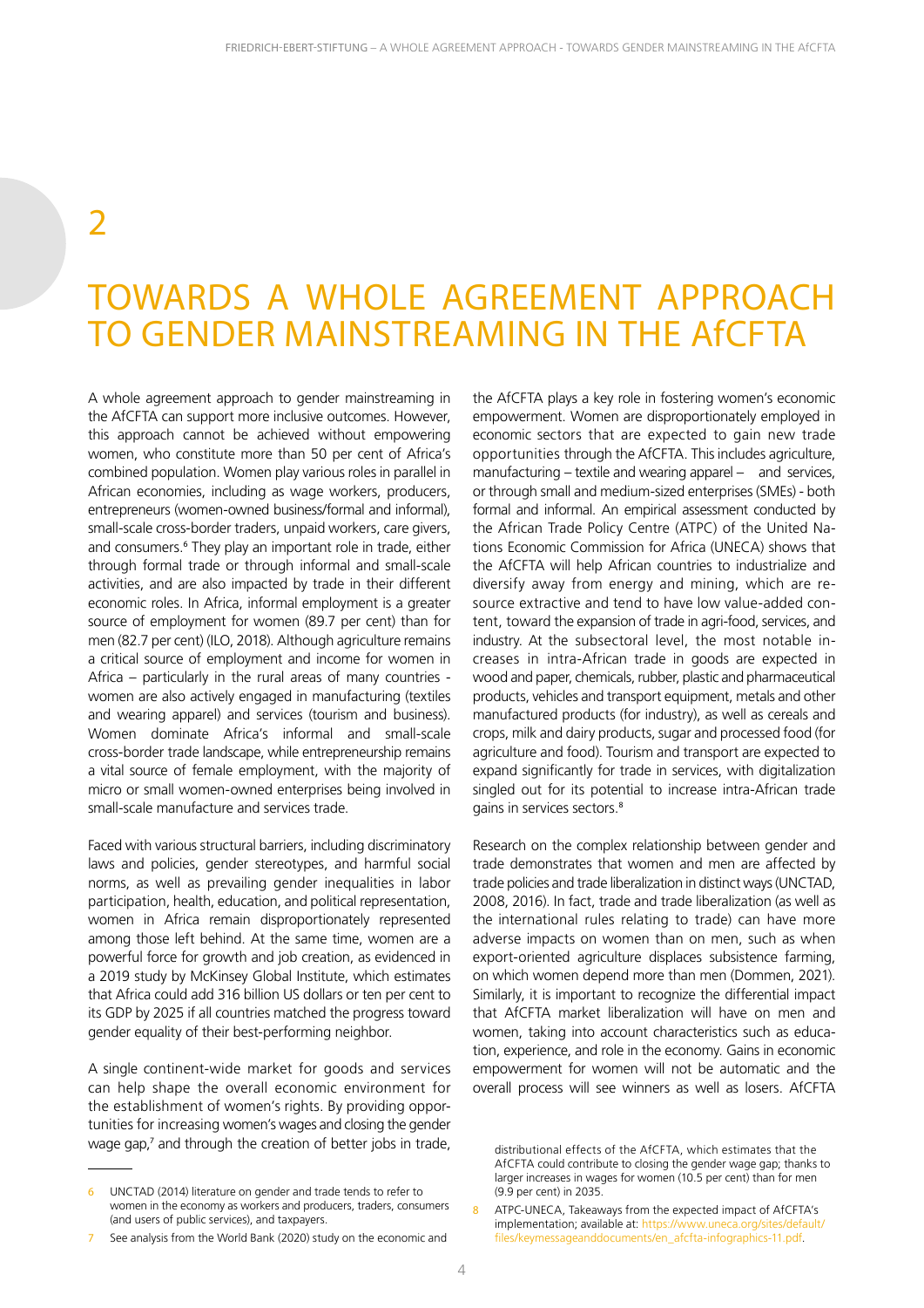# 2

# TOWARDS A WHOLE AGREEMENT APPROACH TO GENDER MAINSTREAMING IN THE AfCFTA

A whole agreement approach to gender mainstreaming in the AfCFTA can support more inclusive outcomes. However, this approach cannot be achieved without empowering women, who constitute more than 50 per cent of Africa's combined population. Women play various roles in parallel in African economies, including as wage workers, producers, entrepreneurs (women-owned business/formal and informal), small-scale cross-border traders, unpaid workers, care givers, and consumers.[6] They play an important role in trade, either through formal trade or through informal and small-scale activities, and are also impacted by trade in their different economic roles. In Africa, informal employment is a greater source of employment for women (89.7 per cent) than for men (82.7 per cent) (ILO, 2018). Although agriculture remains a critical source of employment and income for women in Africa – particularly in the rural areas of many countries - women are also actively engaged in manufacturing (textiles and wearing apparel) and services (tourism and business). Women dominate Africa's informal and small-scale cross-border trade landscape, while entrepreneurship remains a vital source of female employment, with the majority of micro or small women-owned enterprises being involved in small-scale manufacture and services trade.

Faced with various structural barriers, including discriminatory laws and policies, gender stereotypes, and harmful social norms, as well as prevailing gender inequalities in labor participation, health, education, and political representation, women in Africa remain disproportionately represented among those left behind. At the same time, women are a powerful force for growth and job creation, as evidenced in a 2019 study by McKinsey Global Institute, which estimates that Africa could add 316 billion US dollars or ten per cent to its GDP by 2025 if all countries matched the progress toward gender equality of their best-performing neighbor.

A single continent-wide market for goods and services can help shape the overall economic environment for the establishment of women's rights. By providing opportunities for increasing women's wages and closing the gender wage gap,[7] and through the creation of better jobs in trade, the AfCFTA plays a key role in fostering women's economic empowerment. Women are disproportionately employed in economic sectors that are expected to gain new trade opportunities through the AfCFTA. This includes agriculture, manufacturing – textile and wearing apparel – and services, or through small and medium-sized enterprises (SMEs) - both formal and informal. An empirical assessment conducted by the African Trade Policy Centre (ATPC) of the United Nations Economic Commission for Africa (UNECA) shows that the AfCFTA will help African countries to industrialize and diversify away from energy and mining, which are resource extractive and tend to have low value-added content, toward the expansion of trade in agri-food, services, and industry. At the sectoral level, the most notable increases in intra-African trade in goods are expected in wood and paper, chemicals, rubber, plastic and pharmaceutical products, vehicles and transport equipment, metals and other manufactured products (for industry), as well as cereals and crops, milk and dairy products, sugar and processed food (for agriculture and food). Tourism and transport are expected to expand significantly for trade in services, with digitalization singled out for its potential to increase intra-African trade gains in services sectors.[8]

Research on the complex relationship between gender and trade demonstrates that women and men are affected by trade policies and trade liberalization in distinct ways (UNCTAD, 2008, 2016). In fact, trade and trade liberalization (as well as the international rules relating to trade) can have more adverse impacts on women than on men, such as when export-oriented agriculture displaces subsistence farming, on which women depend more than men (Dommen, 2021). Similarly, it is important to recognize the differential impact that AfCFTA market liberalization will have on men and women, taking into account characteristics such as education, experience, and role in the economy. Gains in economic empowerment for women will not be automatic and the overall process will see winners as well as losers. AfCFTA

---

6 UNCTAD (2014) literature on gender and trade tends to refer to women in the economy as workers and producers, traders, consumers (and users of public services), and taxpayers.

7 See analysis from the World Bank (2020) study on the economic and distributional effects of the AfCFTA, which estimates that the AfCFTA could contribute to closing the gender wage gap; thanks to larger increases in wages for women (10.5 per cent) than for men (9.9 per cent) in 2035.

8 ATPC-UNECA, Takeaways from the expected impact of AfCFTA's implementation; available at: https://www.uneca.org/sites/default/files/keymessageanddocuments/en_afcfta-infographics-11.pdf.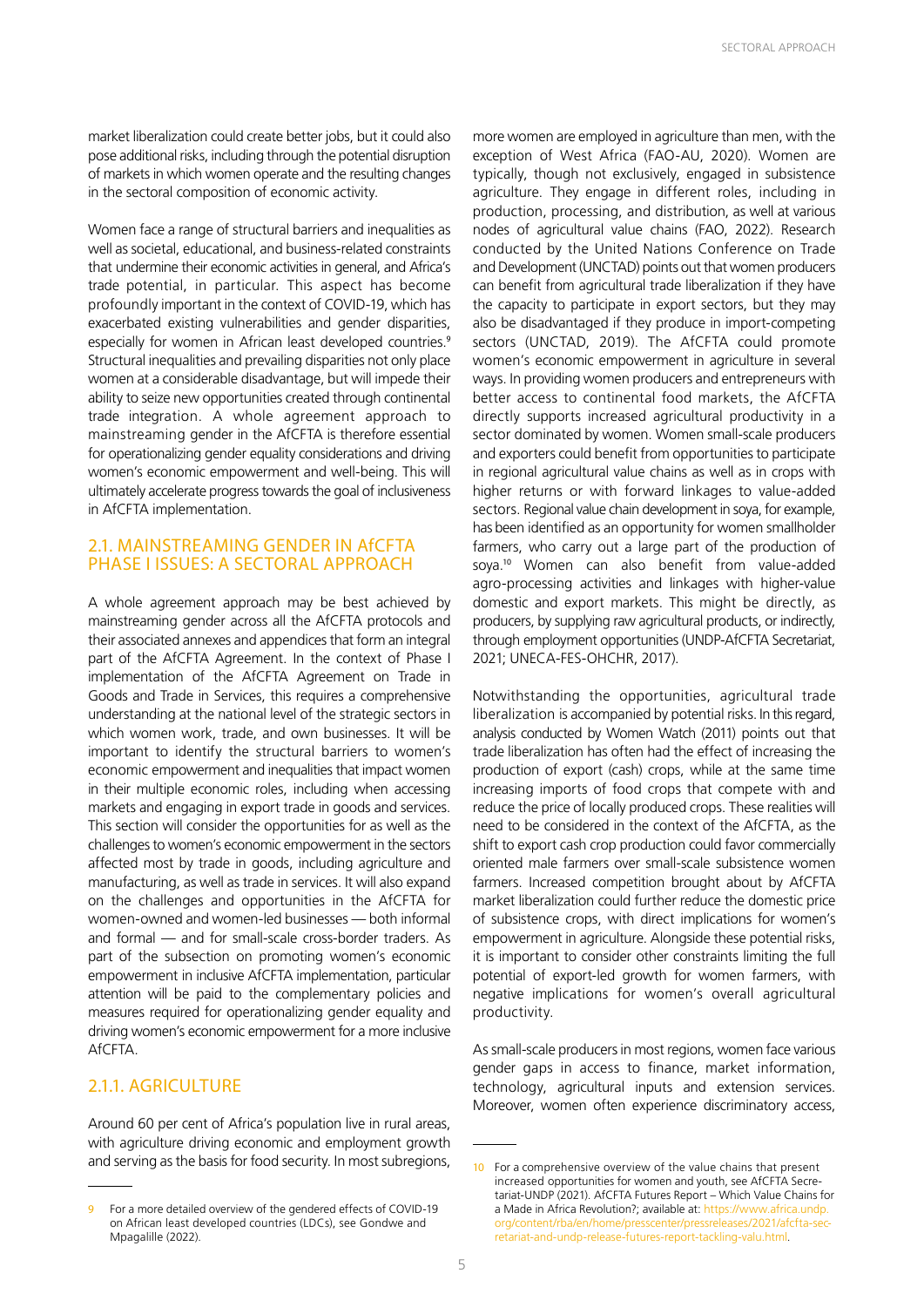market liberalization could create better jobs, but it could also pose additional risks, including through the potential disruption of markets in which women operate and the resulting changes in the sectoral composition of economic activity.

Women face a range of structural barriers and inequalities as well as societal, educational, and business-related constraints that undermine their economic activities in general, and Africa's trade potential, in particular. This aspect has become profoundly important in the context of COVID-19, which has exacerbated existing vulnerabilities and gender disparities, especially for women in African least developed countries.[9] Structural inequalities and prevailing disparities not only place women at a considerable disadvantage, but will impede their ability to seize new opportunities created through continental trade integration. A whole agreement approach to mainstreaming gender in the AfCFTA is therefore essential for operationalizing gender equality considerations and driving women's economic empowerment and well-being. This will ultimately accelerate progress towards the goal of inclusiveness in AfCFTA implementation.

## 2.1. MAINSTREAMING GENDER IN AfCFTA PHASE I ISSUES: A SECTORAL APPROACH

A whole agreement approach may be best achieved by mainstreaming gender across all the AfCFTA protocols and their associated annexes and appendices that form an integral part of the AfCFTA Agreement. In the context of Phase I implementation of the AfCFTA Agreement on Trade in Goods and Trade in Services, this requires a comprehensive understanding at the national level of the strategic sectors in which women work, trade, and own businesses. It will be important to identify the structural barriers to women's economic empowerment and inequalities that impact women in their multiple economic roles, including when accessing markets and engaging in export trade in goods and services. This section will consider the opportunities for as well as the challenges to women's economic empowerment in the sectors affected most by trade in goods, including agriculture and manufacturing, as well as trade in services. It will also expand on the challenges and opportunities in the AfCFTA for women-owned and women-led businesses — both informal and formal — and for small-scale cross-border traders. As part of the subsection on promoting women's economic empowerment in inclusive AfCFTA implementation, particular attention will be paid to the complementary policies and measures required for operationalizing gender equality and driving women's economic empowerment for a more inclusive AfCFTA.

### 2.1.1. AGRICULTURE

Around 60 per cent of Africa's population live in rural areas, with agriculture driving economic and employment growth and serving as the basis for food security. In most subregions, more women are employed in agriculture than men, with the exception of West Africa (FAO-AU, 2020). Women are typically, though not exclusively, engaged in subsistence agriculture. They engage in different roles, including in production, processing, and distribution, as well at various nodes of agricultural value chains (FAO, 2022). Research conducted by the United Nations Conference on Trade and Development (UNCTAD) points out that women producers can benefit from agricultural trade liberalization if they have the capacity to participate in export sectors, but they may also be disadvantaged if they produce in import-competing sectors (UNCTAD, 2019). The AfCFTA could promote women's economic empowerment in agriculture in several ways. In providing women producers and entrepreneurs with better access to continental food markets, the AfCFTA directly supports increased agricultural productivity in a sector dominated by women. Women small-scale producers and exporters could benefit from opportunities to participate in regional agricultural value chains as well as in crops with higher returns or with forward linkages to value-added sectors. Regional value chain development in soya, for example, has been identified as an opportunity for women smallholder farmers, who carry out a large part of the production of soya.[10] Women can also benefit from value-added agro-processing activities and linkages with higher-value domestic and export markets. This might be directly, as producers, by supplying raw agricultural products, or indirectly, through employment opportunities (UNDP-AfCFTA Secretariat, 2021; UNECA-FES-OHCHR, 2017).

Notwithstanding the opportunities, agricultural trade liberalization is accompanied by potential risks. In this regard, analysis conducted by Women Watch (2011) points out that trade liberalization has often had the effect of increasing the production of export (cash) crops, while at the same time increasing imports of food crops that compete with and reduce the price of locally produced crops. These realities will need to be considered in the context of the AfCFTA, as the shift to export cash crop production could favor commercially oriented male farmers over small-scale subsistence women farmers. Increased competition brought about by AfCFTA market liberalization could further reduce the domestic price of subsistence crops, with direct implications for women's empowerment in agriculture. Alongside these potential risks, it is important to consider other constraints limiting the full potential of export-led growth for women farmers, with negative implications for women's overall agricultural productivity.

As small-scale producers in most regions, women face various gender gaps in access to finance, market information, technology, agricultural inputs and extension services. Moreover, women often experience discriminatory access,

---

[9] For a more detailed overview of the gendered effects of COVID-19 on African least developed countries (LDCs), see Gondwe and Mpagalille (2022).

[10] For a comprehensive overview of the value chains that present increased opportunities for women and youth, see AfCFTA Secretariat-UNDP (2021). AfCFTA Futures Report – Which Value Chains for a Made in Africa Revolution?; available at: https://www.africa.undp.org/content/rba/en/home/presscenter/pressreleases/2021/afcfta-secretariat-and-undp-release-futures-report-tackling-valu.html.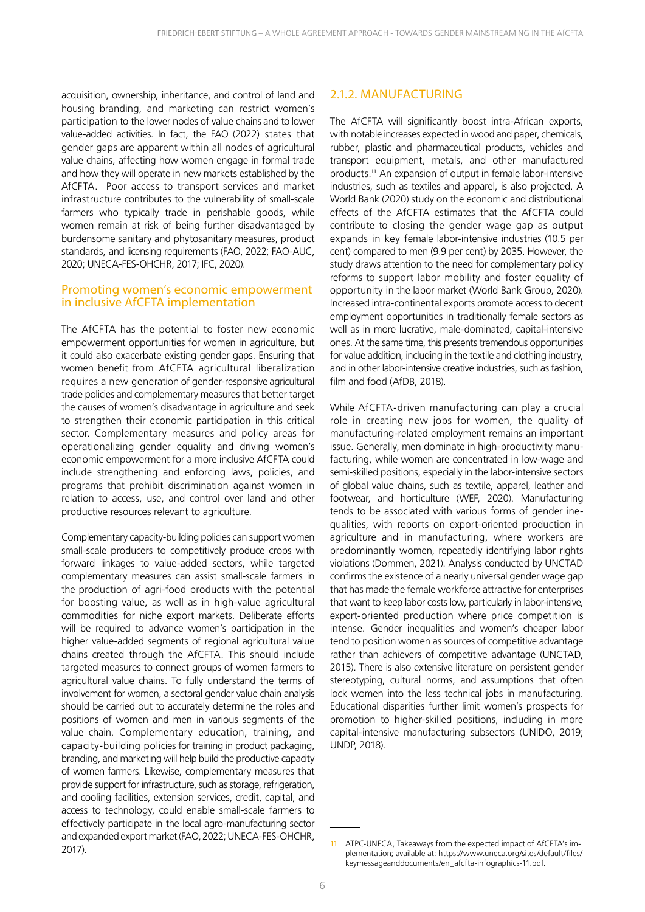acquisition, ownership, inheritance, and control of land and housing branding, and marketing can restrict women's participation to the lower nodes of value chains and to lower value-added activities. In fact, the FAO (2022) states that gender gaps are apparent within all nodes of agricultural value chains, affecting how women engage in formal trade and how they will operate in new markets established by the AfCFTA. Poor access to transport services and market infrastructure contributes to the vulnerability of small-scale farmers who typically trade in perishable goods, while women remain at risk of being further disadvantaged by burdensome sanitary and phytosanitary measures, product standards, and licensing requirements (FAO, 2022; FAO-AUC, 2020; UNECA-FES-OHCHR, 2017; IFC, 2020).

### Promoting women's economic empowerment in inclusive AfCFTA implementation

The AfCFTA has the potential to foster new economic empowerment opportunities for women in agriculture, but it could also exacerbate existing gender gaps. Ensuring that women benefit from AfCFTA agricultural liberalization requires a new generation of gender-responsive agricultural trade policies and complementary measures that better target the causes of women's disadvantage in agriculture and seek to strengthen their economic participation in this critical sector. Complementary measures and policy areas for operationalizing gender equality and driving women's economic empowerment for a more inclusive AfCFTA could include strengthening and enforcing laws, policies, and programs that prohibit discrimination against women in relation to access, use, and control over land and other productive resources relevant to agriculture.

Complementary capacity-building policies can support women small-scale producers to competitively produce crops with forward linkages to value-added sectors, while targeted complementary measures can assist small-scale farmers in the production of agri-food products with the potential for boosting value, as well as in high-value agricultural commodities for niche export markets. Deliberate efforts will be required to advance women's participation in the higher value-added segments of regional agricultural value chains created through the AfCFTA. This should include targeted measures to connect groups of women farmers to agricultural value chains. To fully understand the terms of involvement for women, a sectoral gender value chain analysis should be carried out to accurately determine the roles and positions of women and men in various segments of the value chain. Complementary education, training, and capacity-building policies for training in product packaging, branding, and marketing will help build the productive capacity of women farmers. Likewise, complementary measures that provide support for infrastructure, such as storage, refrigeration, and cooling facilities, extension services, credit, capital, and access to technology, could enable small-scale farmers to effectively participate in the local agro-manufacturing sector and expanded export market (FAO, 2022; UNECA-FES-OHCHR, 2017).

### 2.1.2. MANUFACTURING

The AfCFTA will significantly boost intra-African exports, with notable increases expected in wood and paper, chemicals, rubber, plastic and pharmaceutical products, vehicles and transport equipment, metals, and other manufactured products.[11] An expansion of output in female labor-intensive industries, such as textiles and apparel, is also projected. A World Bank (2020) study on the economic and distributional effects of the AfCFTA estimates that the AfCFTA could contribute to closing the gender wage gap as output expands in key female labor-intensive industries (10.5 per cent) compared to men (9.9 per cent) by 2035. However, the study draws attention to the need for complementary policy reforms to support labor mobility and foster equality of opportunity in the labor market (World Bank Group, 2020). Increased intra-continental exports promote access to decent employment opportunities in traditionally female sectors as well as in more lucrative, male-dominated, capital-intensive ones. At the same time, this presents tremendous opportunities for value addition, including in the textile and clothing industry, and in other labor-intensive creative industries, such as fashion, film and food (AfDB, 2018).

While AfCFTA-driven manufacturing can play a crucial role in creating new jobs for women, the quality of manufacturing-related employment remains an important issue. Generally, men dominate in high-productivity manufacturing, while women are concentrated in low-wage and semi-skilled positions, especially in the labor-intensive sectors of global value chains, such as textile, apparel, leather and footwear, and horticulture (WEF, 2020). Manufacturing tends to be associated with various forms of gender inequalities, with reports on export-oriented production in agriculture and in manufacturing, where workers are predominantly women, repeatedly identifying labor rights violations (Dommen, 2021). Analysis conducted by UNCTAD confirms the existence of a nearly universal gender wage gap that has made the female workforce attractive for enterprises that want to keep labor costs low, particularly in labor-intensive, export-oriented production where price competition is intense. Gender inequalities and women's cheaper labor tend to position women as sources of competitive advantage rather than achievers of competitive advantage (UNCTAD, 2015). There is also extensive literature on persistent gender stereotyping, cultural norms, and assumptions that often lock women into the less technical jobs in manufacturing. Educational disparities further limit women's prospects for promotion to higher-skilled positions, including in more capital-intensive manufacturing subsectors (UNIDO, 2019; UNDP, 2018).

---

[11] ATPC-UNECA, Takeaways from the expected impact of AfCFTA's implementation; available at: https://www.uneca.org/sites/default/files/keymessageanddocuments/en_afcfta-infographics-11.pdf.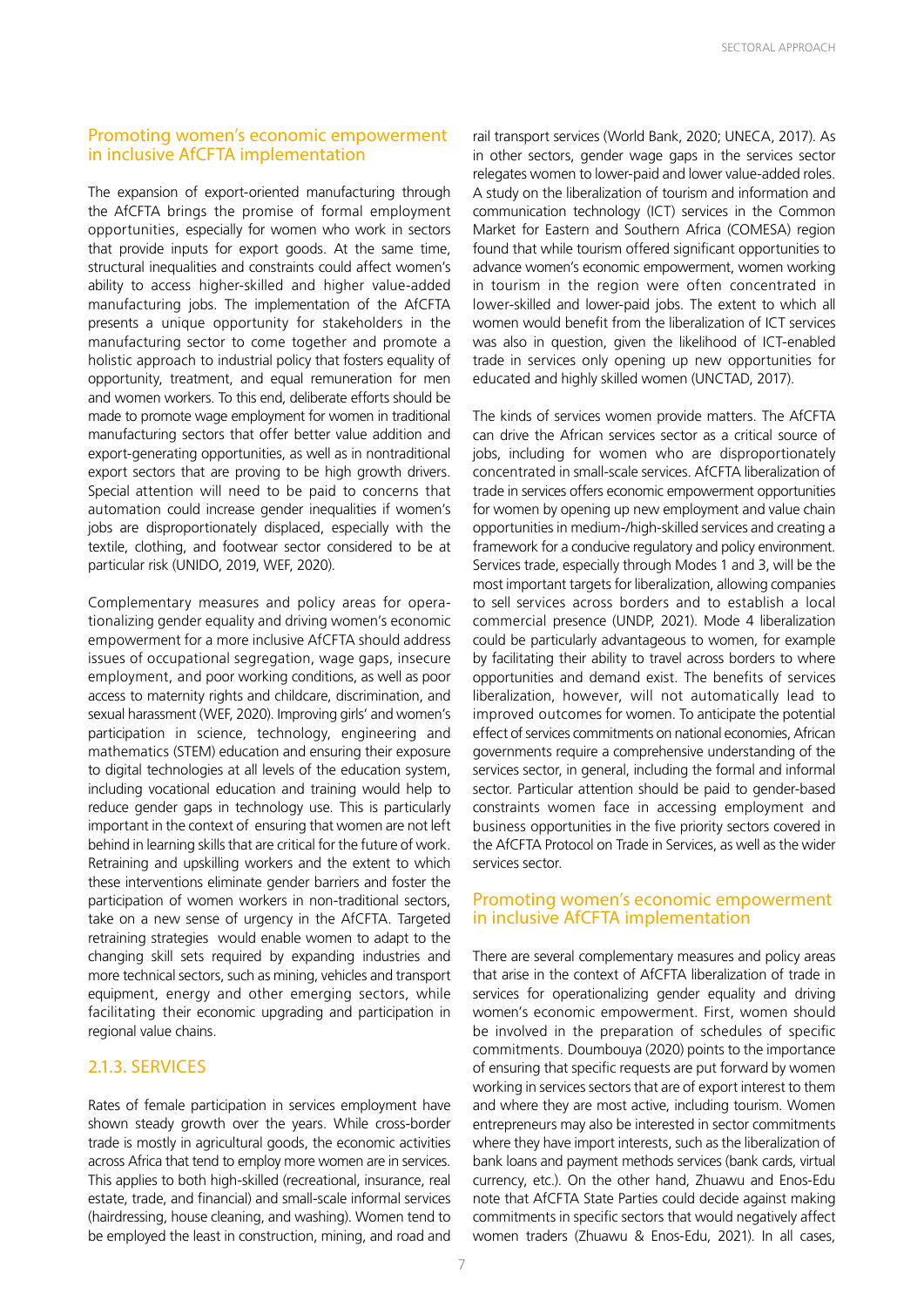### Promoting women's economic empowerment in inclusive AfCFTA implementation

The expansion of export-oriented manufacturing through the AfCFTA brings the promise of formal employment opportunities, especially for women who work in sectors that provide inputs for export goods. At the same time, structural inequalities and constraints could affect women's ability to access higher-skilled and higher value-added manufacturing jobs. The implementation of the AfCFTA presents a unique opportunity for stakeholders in the manufacturing sector to come together and promote a holistic approach to industrial policy that fosters equality of opportunity, treatment, and equal remuneration for men and women workers. To this end, deliberate efforts should be made to promote wage employment for women in traditional manufacturing sectors that offer better value addition and export-generating opportunities, as well as in nontraditional export sectors that are proving to be high growth drivers. Special attention will need to be paid to concerns that automation could increase gender inequalities if women's jobs are disproportionately displaced, especially with the textile, clothing, and footwear sector considered to be at particular risk (UNIDO, 2019, WEF, 2020).

Complementary measures and policy areas for operationalizing gender equality and driving women's economic empowerment for a more inclusive AfCFTA should address issues of occupational segregation, wage gaps, insecure employment, and poor working conditions, as well as poor access to maternity rights and childcare, discrimination, and sexual harassment (WEF, 2020). Improving girls' and women's participation in science, technology, engineering and mathematics (STEM) education and ensuring their exposure to digital technologies at all levels of the education system, including vocational education and training would help to reduce gender gaps in technology use. This is particularly important in the context of ensuring that women are not left behind in learning skills that are critical for the future of work. Retraining and upskilling workers and the extent to which these interventions eliminate gender barriers and foster the participation of women workers in non-traditional sectors, take on a new sense of urgency in the AfCFTA. Targeted retraining strategies would enable women to adapt to the changing skill sets required by expanding industries and more technical sectors, such as mining, vehicles and transport equipment, energy and other emerging sectors, while facilitating their economic upgrading and participation in regional value chains.

## 2.1.3. SERVICES

Rates of female participation in services employment have shown steady growth over the years. While cross-border trade is mostly in agricultural goods, the economic activities across Africa that tend to employ more women are in services. This applies to both high-skilled (recreational, insurance, real estate, trade, and financial) and small-scale informal services (hairdressing, house cleaning, and washing). Women tend to be employed the least in construction, mining, and road and rail transport services (World Bank, 2020; UNECA, 2017). As in other sectors, gender wage gaps in the services sector relegates women to lower-paid and lower value-added roles. A study on the liberalization of tourism and information and communication technology (ICT) services in the Common Market for Eastern and Southern Africa (COMESA) region found that while tourism offered significant opportunities to advance women's economic empowerment, women working in tourism in the region were often concentrated in lower-skilled and lower-paid jobs. The extent to which all women would benefit from the liberalization of ICT services was also in question, given the likelihood of ICT-enabled trade in services only opening up new opportunities for educated and highly skilled women (UNCTAD, 2017).

The kinds of services women provide matters. The AfCFTA can drive the African services sector as a critical source of jobs, including for women who are disproportionately concentrated in small-scale services. AfCFTA liberalization of trade in services offers economic empowerment opportunities for women by opening up new employment and value chain opportunities in medium-/high-skilled services and creating a framework for a conducive regulatory and policy environment. Services trade, especially through Modes 1 and 3, will be the most important targets for liberalization, allowing companies to sell services across borders and to establish a local commercial presence (UNDP, 2021). Mode 4 liberalization could be particularly advantageous to women, for example by facilitating their ability to travel across borders to where opportunities and demand exist. The benefits of services liberalization, however, will not automatically lead to improved outcomes for women. To anticipate the potential effect of services commitments on national economies, African governments require a comprehensive understanding of the services sector, in general, including the formal and informal sector. Particular attention should be paid to gender-based constraints women face in accessing employment and business opportunities in the five priority sectors covered in the AfCFTA Protocol on Trade in Services, as well as the wider services sector.

### Promoting women's economic empowerment in inclusive AfCFTA implementation

There are several complementary measures and policy areas that arise in the context of AfCFTA liberalization of trade in services for operationalizing gender equality and driving women's economic empowerment. First, women should be involved in the preparation of schedules of specific commitments. Doumbouya (2020) points to the importance of ensuring that specific requests are put forward by women working in services sectors that are of export interest to them and where they are most active, including tourism. Women entrepreneurs may also be interested in sector commitments where they have import interests, such as the liberalization of bank loans and payment methods services (bank cards, virtual currency, etc.). On the other hand, Zhuawu and Enos-Edu note that AfCFTA State Parties could decide against making commitments in specific sectors that would negatively affect women traders (Zhuawu & Enos-Edu, 2021). In all cases,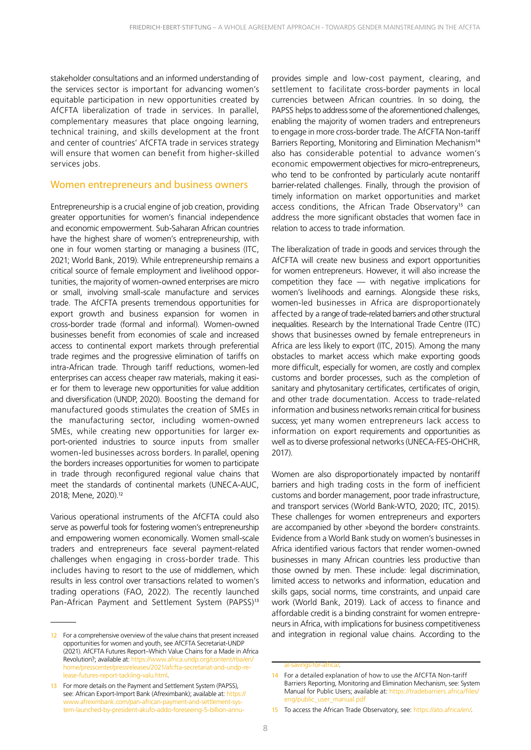stakeholder consultations and an informed understanding of the services sector is important for advancing women's equitable participation in new opportunities created by AfCFTA liberalization of trade in services. In parallel, complementary measures that place ongoing learning, technical training, and skills development at the front and center of countries' AfCFTA trade in services strategy will ensure that women can benefit from higher-skilled services jobs.

## Women entrepreneurs and business owners

Entrepreneurship is a crucial engine of job creation, providing greater opportunities for women's financial independence and economic empowerment. Sub-Saharan African countries have the highest share of women's entrepreneurship, with one in four women starting or managing a business (ITC, 2021; World Bank, 2019). While entrepreneurship remains a critical source of female employment and livelihood opportunities, the majority of women-owned enterprises are micro or small, involving small-scale manufacture and services trade. The AfCFTA presents tremendous opportunities for export growth and business expansion for women in cross-border trade (formal and informal). Women-owned businesses benefit from economies of scale and increased access to continental export markets through preferential trade regimes and the progressive elimination of tariffs on intra-African trade. Through tariff reductions, women-led enterprises can access cheaper raw materials, making it easier for them to leverage new opportunities for value addition and diversification (UNDP, 2020). Boosting the demand for manufactured goods stimulates the creation of SMEs in the manufacturing sector, including women-owned SMEs, while creating new opportunities for larger export-oriented industries to source inputs from smaller women-led businesses across borders. In parallel, opening the borders increases opportunities for women to participate in trade through reconfigured regional value chains that meet the standards of continental markets (UNECA-AUC, 2018; Mene, 2020).[12]

Various operational instruments of the AfCFTA could also serve as powerful tools for fostering women's entrepreneurship and empowering women economically. Women small-scale traders and entrepreneurs face several payment-related challenges when engaging in cross-border trade. This includes having to resort to the use of middlemen, which results in less control over transactions related to women's trading operations (FAO, 2022). The recently launched Pan-African Payment and Settlement System (PAPSS)[13] provides simple and low-cost payment, clearing, and settlement to facilitate cross-border payments in local currencies between African countries. In so doing, the PAPSS helps to address some of the aforementioned challenges, enabling the majority of women traders and entrepreneurs to engage in more cross-border trade. The AfCFTA Non-tariff Barriers Reporting, Monitoring and Elimination Mechanism[14] also has considerable potential to advance women's economic empowerment objectives for micro-entrepreneurs, who tend to be confronted by particularly acute nontariff barrier-related challenges. Finally, through the provision of timely information on market opportunities and market access conditions, the African Trade Observatory[15] can address the more significant obstacles that women face in relation to access to trade information.

The liberalization of trade in goods and services through the AfCFTA will create new business and export opportunities for women entrepreneurs. However, it will also increase the competition they face — with negative implications for women's livelihoods and earnings. Alongside these risks, women-led businesses in Africa are disproportionately affected by a range of trade-related barriers and other structural inequalities. Research by the International Trade Centre (ITC) shows that businesses owned by female entrepreneurs in Africa are less likely to export (ITC, 2015). Among the many obstacles to market access which make exporting goods more difficult, especially for women, are costly and complex customs and border processes, such as the completion of sanitary and phytosanitary certificates, certificates of origin, and other trade documentation. Access to trade-related information and business networks remain critical for business success; yet many women entrepreneurs lack access to information on export requirements and opportunities as well as to diverse professional networks (UNECA-FES-OHCHR, 2017).

Women are also disproportionately impacted by nontariff barriers and high trading costs in the form of inefficient customs and border management, poor trade infrastructure, and transport services (World Bank-WTO, 2020; ITC, 2015). These challenges for women entrepreneurs and exporters are accompanied by other »beyond the border« constraints. Evidence from a World Bank study on women's businesses in Africa identified various factors that render women-owned businesses in many African countries less productive than those owned by men. These include: legal discrimination, limited access to networks and information, education and skills gaps, social norms, time constraints, and unpaid care work (World Bank, 2019). Lack of access to finance and affordable credit is a binding constraint for women entrepreneurs in Africa, with implications for business competitiveness and integration in regional value chains. According to the

---

12 For a comprehensive overview of the value chains that present increased opportunities for women and youth, see AfCFTA Secretariat-UNDP (2021). AfCFTA Futures Report–Which Value Chains for a Made in Africa Revolution?; available at: https://www.africa.undp.org/content/rba/en/home/presscenter/pressreleases/2021/afcfta-secretariat-and-undp-release-futures-report-tackling-valu.html.

13 For more details on the Payment and Settlement System (PAPSS), see: African Export-Import Bank (Afreximbank); available at: https://www.afreximbank.com/pan-african-payment-and-settlement-system-launched-by-president-akufo-addo-foreseeing-5-billion-annual-savings-for-africa/.

14 For a detailed explanation of how to use the AfCFTA Non-tariff Barriers Reporting, Monitoring and Elimination Mechanism, see: System Manual for Public Users; available at: https://tradebarriers.africa/files/eng/public_user_manual.pdf

15 To access the African Trade Observatory, see: https://ato.africa/en/.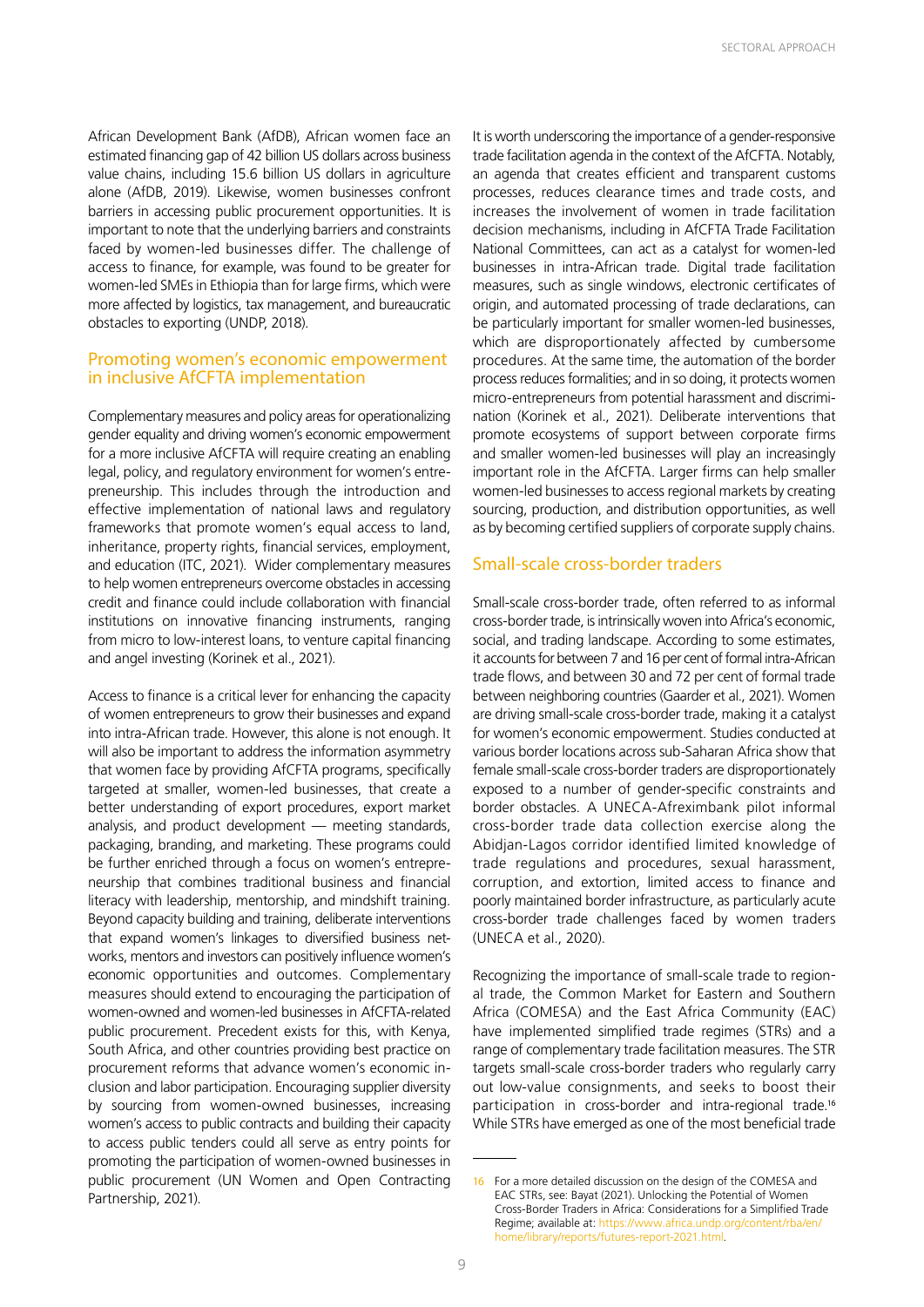African Development Bank (AfDB), African women face an estimated financing gap of 42 billion US dollars across business value chains, including 15.6 billion US dollars in agriculture alone (AfDB, 2019). Likewise, women businesses confront barriers in accessing public procurement opportunities. It is important to note that the underlying barriers and constraints faced by women-led businesses differ. The challenge of access to finance, for example, was found to be greater for women-led SMEs in Ethiopia than for large firms, which were more affected by logistics, tax management, and bureaucratic obstacles to exporting (UNDP, 2018).

## Promoting women's economic empowerment in inclusive AfCFTA implementation

Complementary measures and policy areas for operationalizing gender equality and driving women's economic empowerment for a more inclusive AfCFTA will require creating an enabling legal, policy, and regulatory environment for women's entrepreneurship. This includes through the introduction and effective implementation of national laws and regulatory frameworks that promote women's equal access to land, inheritance, property rights, financial services, employment, and education (ITC, 2021). Wider complementary measures to help women entrepreneurs overcome obstacles in accessing credit and finance could include collaboration with financial institutions on innovative financing instruments, ranging from micro to low-interest loans, to venture capital financing and angel investing (Korinek et al., 2021).

Access to finance is a critical lever for enhancing the capacity of women entrepreneurs to grow their businesses and expand into intra-African trade. However, this alone is not enough. It will also be important to address the information asymmetry that women face by providing AfCFTA programs, specifically targeted at smaller, women-led businesses, that create a better understanding of export procedures, export market analysis, and product development — meeting standards, packaging, branding, and marketing. These programs could be further enriched through a focus on women's entrepreneurship that combines traditional business and financial literacy with leadership, mentorship, and mindshift training. Beyond capacity building and training, deliberate interventions that expand women's linkages to diversified business networks, mentors and investors can positively influence women's economic opportunities and outcomes. Complementary measures should extend to encouraging the participation of women-owned and women-led businesses in AfCFTA-related public procurement. Precedent exists for this, with Kenya, South Africa, and other countries providing best practice on procurement reforms that advance women's economic inclusion and labor participation. Encouraging supplier diversity by sourcing from women-owned businesses, increasing women's access to public contracts and building their capacity to access public tenders could all serve as entry points for promoting the participation of women-owned businesses in public procurement (UN Women and Open Contracting Partnership, 2021).

It is worth underscoring the importance of a gender-responsive trade facilitation agenda in the context of the AfCFTA. Notably, an agenda that creates efficient and transparent customs processes, reduces clearance times and trade costs, and increases the involvement of women in trade facilitation decision mechanisms, including in AfCFTA Trade Facilitation National Committees, can act as a catalyst for women-led businesses in intra-African trade. Digital trade facilitation measures, such as single windows, electronic certificates of origin, and automated processing of trade declarations, can be particularly important for smaller women-led businesses, which are disproportionately affected by cumbersome procedures. At the same time, the automation of the border process reduces formalities; and in so doing, it protects women micro-entrepreneurs from potential harassment and discrimination (Korinek et al., 2021). Deliberate interventions that promote ecosystems of support between corporate firms and smaller women-led businesses will play an increasingly important role in the AfCFTA. Larger firms can help smaller women-led businesses to access regional markets by creating sourcing, production, and distribution opportunities, as well as by becoming certified suppliers of corporate supply chains.

## Small-scale cross-border traders

Small-scale cross-border trade, often referred to as informal cross-border trade, is intrinsically woven into Africa's economic, social, and trading landscape. According to some estimates, it accounts for between 7 and 16 per cent of formal intra-African trade flows, and between 30 and 72 per cent of formal trade between neighboring countries (Gaarder et al., 2021). Women are driving small-scale cross-border trade, making it a catalyst for women's economic empowerment. Studies conducted at various border locations across sub-Saharan Africa show that female small-scale cross-border traders are disproportionately exposed to a number of gender-specific constraints and border obstacles. A UNECA-Afreximbank pilot informal cross-border trade data collection exercise along the Abidjan-Lagos corridor identified limited knowledge of trade regulations and procedures, sexual harassment, corruption, and extortion, limited access to finance and poorly maintained border infrastructure, as particularly acute cross-border trade challenges faced by women traders (UNECA et al., 2020).

Recognizing the importance of small-scale trade to regional trade, the Common Market for Eastern and Southern Africa (COMESA) and the East Africa Community (EAC) have implemented simplified trade regimes (STRs) and a range of complementary trade facilitation measures. The STR targets small-scale cross-border traders who regularly carry out low-value consignments, and seeks to boost their participation in cross-border and intra-regional trade.[16] While STRs have emerged as one of the most beneficial trade

---

[16] For a more detailed discussion on the design of the COMESA and EAC STRs, see: Bayat (2021). Unlocking the Potential of Women Cross-Border Traders in Africa: Considerations for a Simplified Trade Regime; available at: https://www.africa.undp.org/content/rba/en/home/library/reports/futures-report-2021.html.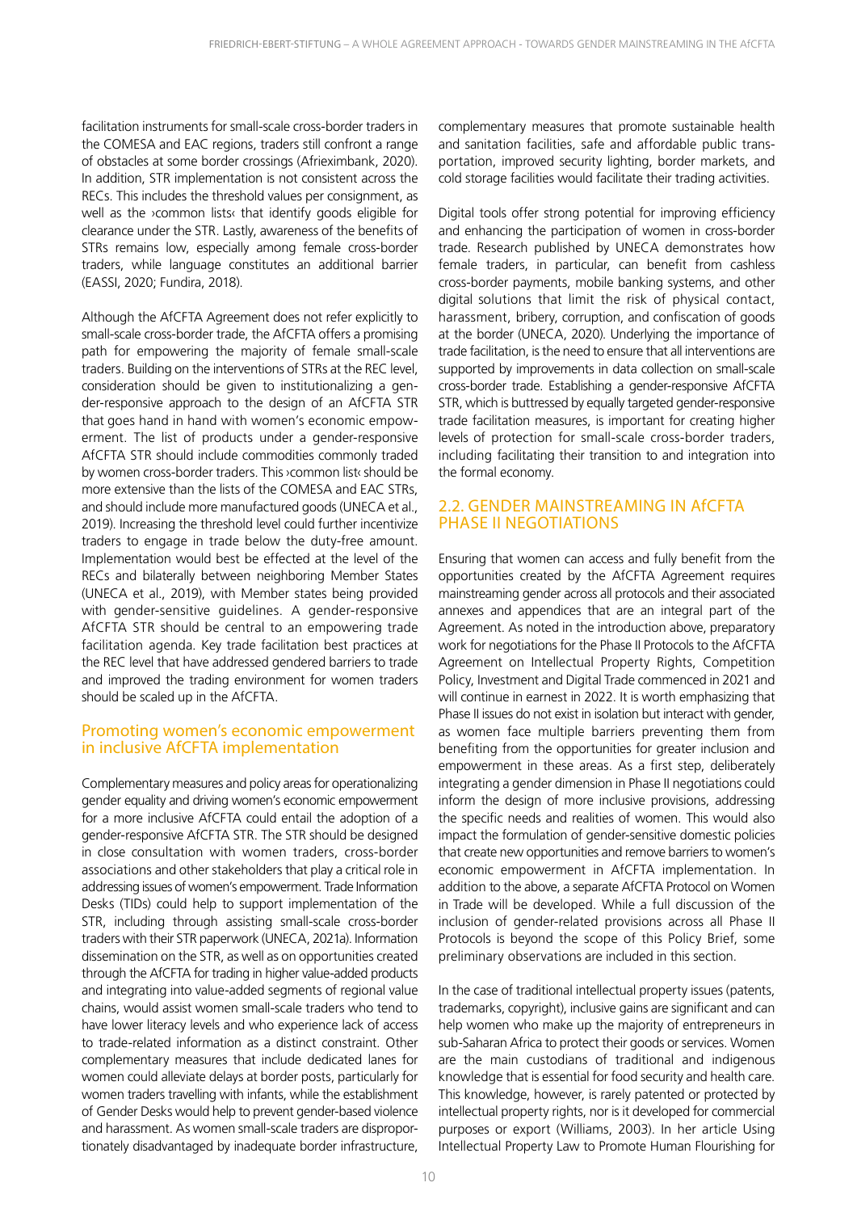facilitation instruments for small-scale cross-border traders in the COMESA and EAC regions, traders still confront a range of obstacles at some border crossings (Afrieximbank, 2020). In addition, STR implementation is not consistent across the RECs. This includes the threshold values per consignment, as well as the ›common lists‹ that identify goods eligible for clearance under the STR. Lastly, awareness of the benefits of STRs remains low, especially among female cross-border traders, while language constitutes an additional barrier (EASSI, 2020; Fundira, 2018).

Although the AfCFTA Agreement does not refer explicitly to small-scale cross-border trade, the AfCFTA offers a promising path for empowering the majority of female small-scale traders. Building on the interventions of STRs at the REC level, consideration should be given to institutionalizing a gender-responsive approach to the design of an AfCFTA STR that goes hand in hand with women's economic empowerment. The list of products under a gender-responsive AfCFTA STR should include commodities commonly traded by women cross-border traders. This ›common list‹ should be more extensive than the lists of the COMESA and EAC STRs, and should include more manufactured goods (UNECA et al., 2019). Increasing the threshold level could further incentivize traders to engage in trade below the duty-free amount. Implementation would best be effected at the level of the RECs and bilaterally between neighboring Member States (UNECA et al., 2019), with Member states being provided with gender-sensitive guidelines. A gender-responsive AfCFTA STR should be central to an empowering trade facilitation agenda. Key trade facilitation best practices at the REC level that have addressed gendered barriers to trade and improved the trading environment for women traders should be scaled up in the AfCFTA.

### Promoting women's economic empowerment in inclusive AfCFTA implementation

Complementary measures and policy areas for operationalizing gender equality and driving women's economic empowerment for a more inclusive AfCFTA could entail the adoption of a gender-responsive AfCFTA STR. The STR should be designed in close consultation with women traders, cross-border associations and other stakeholders that play a critical role in addressing issues of women's empowerment. Trade Information Desks (TIDs) could help to support implementation of the STR, including through assisting small-scale cross-border traders with their STR paperwork (UNECA, 2021a). Information dissemination on the STR, as well as on opportunities created through the AfCFTA for trading in higher value-added products and integrating into value-added segments of regional value chains, would assist women small-scale traders who tend to have lower literacy levels and who experience lack of access to trade-related information as a distinct constraint. Other complementary measures that include dedicated lanes for women could alleviate delays at border posts, particularly for women traders travelling with infants, while the establishment of Gender Desks would help to prevent gender-based violence and harassment. As women small-scale traders are disproportionately disadvantaged by inadequate border infrastructure, complementary measures that promote sustainable health and sanitation facilities, safe and affordable public transportation, improved security lighting, border markets, and cold storage facilities would facilitate their trading activities.

Digital tools offer strong potential for improving efficiency and enhancing the participation of women in cross-border trade. Research published by UNECA demonstrates how female traders, in particular, can benefit from cashless cross-border payments, mobile banking systems, and other digital solutions that limit the risk of physical contact, harassment, bribery, corruption, and confiscation of goods at the border (UNECA, 2020). Underlying the importance of trade facilitation, is the need to ensure that all interventions are supported by improvements in data collection on small-scale cross-border trade. Establishing a gender-responsive AfCFTA STR, which is buttressed by equally targeted gender-responsive trade facilitation measures, is important for creating higher levels of protection for small-scale cross-border traders, including facilitating their transition to and integration into the formal economy.

## 2.2. GENDER MAINSTREAMING IN AfCFTA PHASE II NEGOTIATIONS

Ensuring that women can access and fully benefit from the opportunities created by the AfCFTA Agreement requires mainstreaming gender across all protocols and their associated annexes and appendices that are an integral part of the Agreement. As noted in the introduction above, preparatory work for negotiations for the Phase II Protocols to the AfCFTA Agreement on Intellectual Property Rights, Competition Policy, Investment and Digital Trade commenced in 2021 and will continue in earnest in 2022. It is worth emphasizing that Phase II issues do not exist in isolation but interact with gender, as women face multiple barriers preventing them from benefiting from the opportunities for greater inclusion and empowerment in these areas. As a first step, deliberately integrating a gender dimension in Phase II negotiations could inform the design of more inclusive provisions, addressing the specific needs and realities of women. This would also impact the formulation of gender-sensitive domestic policies that create new opportunities and remove barriers to women's economic empowerment in AfCFTA implementation. In addition to the above, a separate AfCFTA Protocol on Women in Trade will be developed. While a full discussion of the inclusion of gender-related provisions across all Phase II Protocols is beyond the scope of this Policy Brief, some preliminary observations are included in this section.

In the case of traditional intellectual property issues (patents, trademarks, copyright), inclusive gains are significant and can help women who make up the majority of entrepreneurs in sub-Saharan Africa to protect their goods or services. Women are the main custodians of traditional and indigenous knowledge that is essential for food security and health care. This knowledge, however, is rarely patented or protected by intellectual property rights, nor is it developed for commercial purposes or export (Williams, 2003). In her article Using Intellectual Property Law to Promote Human Flourishing for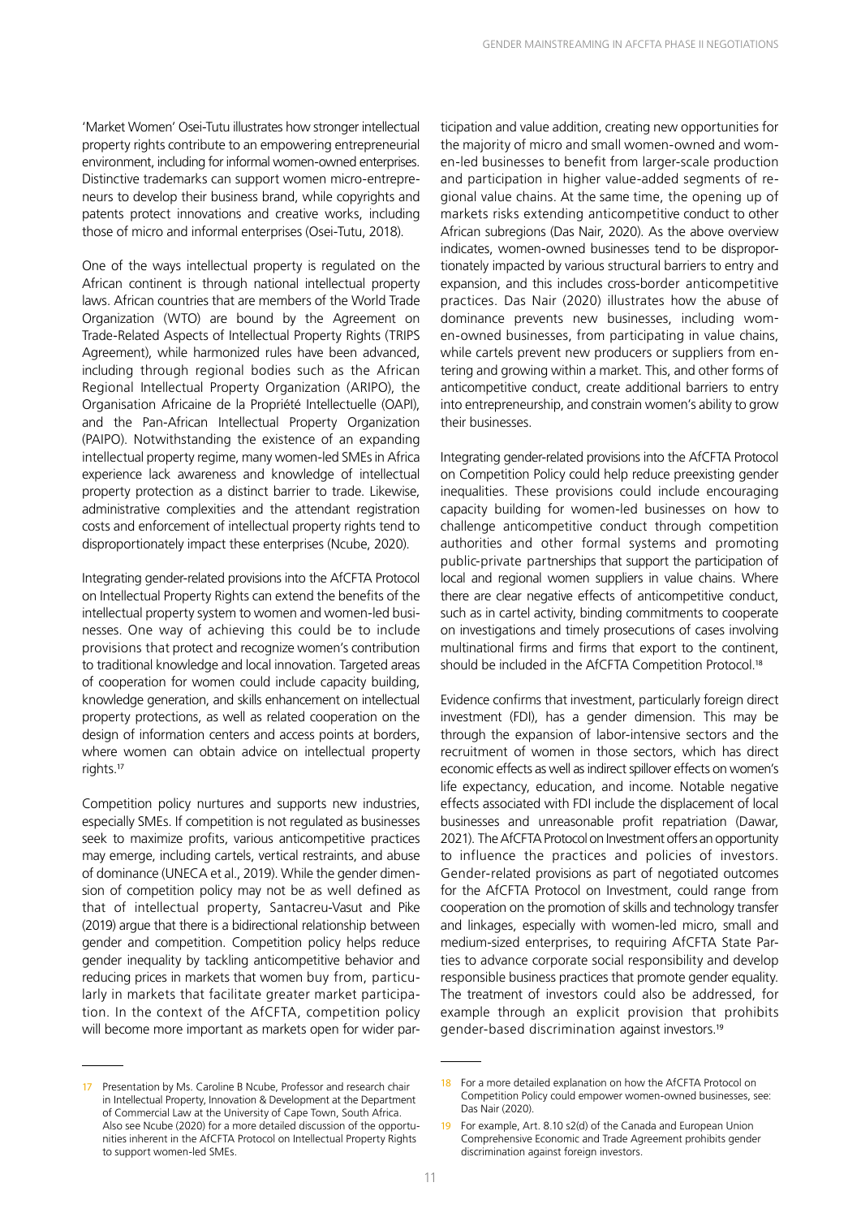'Market Women' Osei-Tutu illustrates how stronger intellectual property rights contribute to an empowering entrepreneurial environment, including for informal women-owned enterprises. Distinctive trademarks can support women micro-entrepreneurs to develop their business brand, while copyrights and patents protect innovations and creative works, including those of micro and informal enterprises (Osei-Tutu, 2018).

One of the ways intellectual property is regulated on the African continent is through national intellectual property laws. African countries that are members of the World Trade Organization (WTO) are bound by the Agreement on Trade-Related Aspects of Intellectual Property Rights (TRIPS Agreement), while harmonized rules have been advanced, including through regional bodies such as the African Regional Intellectual Property Organization (ARIPO), the Organisation Africaine de la Propriété Intellectuelle (OAPI), and the Pan-African Intellectual Property Organization (PAIPO). Notwithstanding the existence of an expanding intellectual property regime, many women-led SMEs in Africa experience lack awareness and knowledge of intellectual property protection as a distinct barrier to trade. Likewise, administrative complexities and the attendant registration costs and enforcement of intellectual property rights tend to disproportionately impact these enterprises (Ncube, 2020).

Integrating gender-related provisions into the AfCFTA Protocol on Intellectual Property Rights can extend the benefits of the intellectual property system to women and women-led businesses. One way of achieving this could be to include provisions that protect and recognize women's contribution to traditional knowledge and local innovation. Targeted areas of cooperation for women could include capacity building, knowledge generation, and skills enhancement on intellectual property protections, as well as related cooperation on the design of information centers and access points at borders, where women can obtain advice on intellectual property rights.[17]

Competition policy nurtures and supports new industries, especially SMEs. If competition is not regulated as businesses seek to maximize profits, various anticompetitive practices may emerge, including cartels, vertical restraints, and abuse of dominance (UNECA et al., 2019). While the gender dimension of competition policy may not be as well defined as that of intellectual property, Santacreu-Vasut and Pike (2019) argue that there is a bidirectional relationship between gender and competition. Competition policy helps reduce gender inequality by tackling anticompetitive behavior and reducing prices in markets that women buy from, particularly in markets that facilitate greater market participation. In the context of the AfCFTA, competition policy will become more important as markets open for wider participation and value addition, creating new opportunities for the majority of micro and small women-owned and women-led businesses to benefit from larger-scale production and participation in higher value-added segments of regional value chains. At the same time, the opening up of markets risks extending anticompetitive conduct to other African subregions (Das Nair, 2020). As the above overview indicates, women-owned businesses tend to be disproportionately impacted by various structural barriers to entry and expansion, and this includes cross-border anticompetitive practices. Das Nair (2020) illustrates how the abuse of dominance prevents new businesses, including women-owned businesses, from participating in value chains, while cartels prevent new producers or suppliers from entering and growing within a market. This, and other forms of anticompetitive conduct, create additional barriers to entry into entrepreneurship, and constrain women's ability to grow their businesses.

Integrating gender-related provisions into the AfCFTA Protocol on Competition Policy could help reduce preexisting gender inequalities. These provisions could include encouraging capacity building for women-led businesses on how to challenge anticompetitive conduct through competition authorities and other formal systems and promoting public-private partnerships that support the participation of local and regional women suppliers in value chains. Where there are clear negative effects of anticompetitive conduct, such as in cartel activity, binding commitments to cooperate on investigations and timely prosecutions of cases involving multinational firms and firms that export to the continent, should be included in the AfCFTA Competition Protocol.[18]

Evidence confirms that investment, particularly foreign direct investment (FDI), has a gender dimension. This may be through the expansion of labor-intensive sectors and the recruitment of women in those sectors, which has direct economic effects as well as indirect spillover effects on women's life expectancy, education, and income. Notable negative effects associated with FDI include the displacement of local businesses and unreasonable profit repatriation (Dawar, 2021). The AfCFTA Protocol on Investment offers an opportunity to influence the practices and policies of investors. Gender-related provisions as part of negotiated outcomes for the AfCFTA Protocol on Investment, could range from cooperation on the promotion of skills and technology transfer and linkages, especially with women-led micro, small and medium-sized enterprises, to requiring AfCFTA State Parties to advance corporate social responsibility and develop responsible business practices that promote gender equality. The treatment of investors could also be addressed, for example through an explicit provision that prohibits gender-based discrimination against investors.[19]

---

17 Presentation by Ms. Caroline B Ncube, Professor and research chair in Intellectual Property, Innovation & Development at the Department of Commercial Law at the University of Cape Town, South Africa. Also see Ncube (2020) for a more detailed discussion of the opportunities inherent in the AfCFTA Protocol on Intellectual Property Rights to support women-led SMEs.

18 For a more detailed explanation on how the AfCFTA Protocol on Competition Policy could empower women-owned businesses, see: Das Nair (2020).

19 For example, Art. 8.10 s2(d) of the Canada and European Union Comprehensive Economic and Trade Agreement prohibits gender discrimination against foreign investors.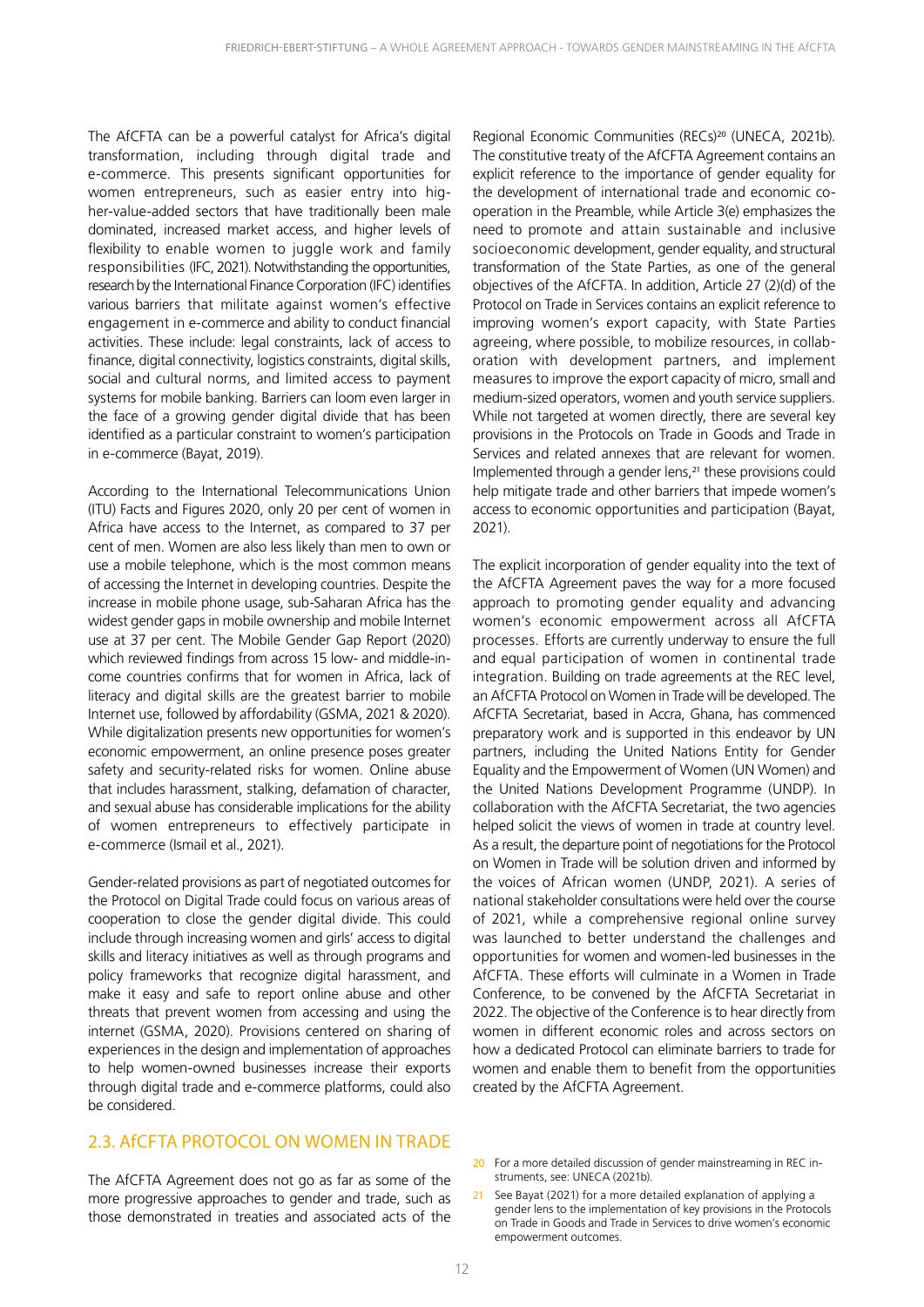The AfCFTA can be a powerful catalyst for Africa's digital transformation, including through digital trade and e-commerce. This presents significant opportunities for women entrepreneurs, such as easier entry into higher-value-added sectors that have traditionally been male dominated, increased market access, and higher levels of flexibility to enable women to juggle work and family responsibilities (IFC, 2021). Notwithstanding the opportunities, research by the International Finance Corporation (IFC) identifies various barriers that militate against women's effective engagement in e-commerce and ability to conduct financial activities. These include: legal constraints, lack of access to finance, digital connectivity, logistics constraints, digital skills, social and cultural norms, and limited access to payment systems for mobile banking. Barriers can loom even larger in the face of a growing gender digital divide that has been identified as a particular constraint to women's participation in e-commerce (Bayat, 2019).

According to the International Telecommunications Union (ITU) Facts and Figures 2020, only 20 per cent of women in Africa have access to the Internet, as compared to 37 per cent of men. Women are also less likely than men to own or use a mobile telephone, which is the most common means of accessing the Internet in developing countries. Despite the increase in mobile phone usage, sub-Saharan Africa has the widest gender gaps in mobile ownership and mobile Internet use at 37 per cent. The Mobile Gender Gap Report (2020) which reviewed findings from across 15 low- and middle-income countries confirms that for women in Africa, lack of literacy and digital skills are the greatest barrier to mobile Internet use, followed by affordability (GSMA, 2021 & 2020). While digitalization presents new opportunities for women's economic empowerment, an online presence poses greater safety and security-related risks for women. Online abuse that includes harassment, stalking, defamation of character, and sexual abuse has considerable implications for the ability of women entrepreneurs to effectively participate in e-commerce (Ismail et al., 2021).

Gender-related provisions as part of negotiated outcomes for the Protocol on Digital Trade could focus on various areas of cooperation to close the gender digital divide. This could include through increasing women and girls' access to digital skills and literacy initiatives as well as through programs and policy frameworks that recognize digital harassment, and make it easy and safe to report online abuse and other threats that prevent women from accessing and using the internet (GSMA, 2020). Provisions centered on sharing of experiences in the design and implementation of approaches to help women-owned businesses increase their exports through digital trade and e-commerce platforms, could also be considered.

## 2.3. AfCFTA PROTOCOL ON WOMEN IN TRADE

The AfCFTA Agreement does not go as far as some of the more progressive approaches to gender and trade, such as those demonstrated in treaties and associated acts of the Regional Economic Communities (RECs)[20] (UNECA, 2021b). The constitutive treaty of the AfCFTA Agreement contains an explicit reference to the importance of gender equality for the development of international trade and economic cooperation in the Preamble, while Article 3(e) emphasizes the need to promote and attain sustainable and inclusive socioeconomic development, gender equality, and structural transformation of the State Parties, as one of the general objectives of the AfCFTA. In addition, Article 27 (2)(d) of the Protocol on Trade in Services contains an explicit reference to improving women's export capacity, with State Parties agreeing, where possible, to mobilize resources, in collaboration with development partners, and implement measures to improve the export capacity of micro, small and medium-sized operators, women and youth service suppliers. While not targeted at women directly, there are several key provisions in the Protocols on Trade in Goods and Trade in Services and related annexes that are relevant for women. Implemented through a gender lens,[21] these provisions could help mitigate trade and other barriers that impede women's access to economic opportunities and participation (Bayat, 2021).

The explicit incorporation of gender equality into the text of the AfCFTA Agreement paves the way for a more focused approach to promoting gender equality and advancing women's economic empowerment across all AfCFTA processes. Efforts are currently underway to ensure the full and equal participation of women in continental trade integration. Building on trade agreements at the REC level, an AfCFTA Protocol on Women in Trade will be developed. The AfCFTA Secretariat, based in Accra, Ghana, has commenced preparatory work and is supported in this endeavor by UN partners, including the United Nations Entity for Gender Equality and the Empowerment of Women (UN Women) and the United Nations Development Programme (UNDP). In collaboration with the AfCFTA Secretariat, the two agencies helped solicit the views of women in trade at country level. As a result, the departure point of negotiations for the Protocol on Women in Trade will be solution driven and informed by the voices of African women (UNDP, 2021). A series of national stakeholder consultations were held over the course of 2021, while a comprehensive regional online survey was launched to better understand the challenges and opportunities for women and women-led businesses in the AfCFTA. These efforts will culminate in a Women in Trade Conference, to be convened by the AfCFTA Secretariat in 2022. The objective of the Conference is to hear directly from women in different economic roles and across sectors on how a dedicated Protocol can eliminate barriers to trade for women and enable them to benefit from the opportunities created by the AfCFTA Agreement.

20 For a more detailed discussion of gender mainstreaming in REC instruments, see: UNECA (2021b).

21 See Bayat (2021) for a more detailed explanation of applying a gender lens to the implementation of key provisions in the Protocols on Trade in Goods and Trade in Services to drive women's economic empowerment outcomes.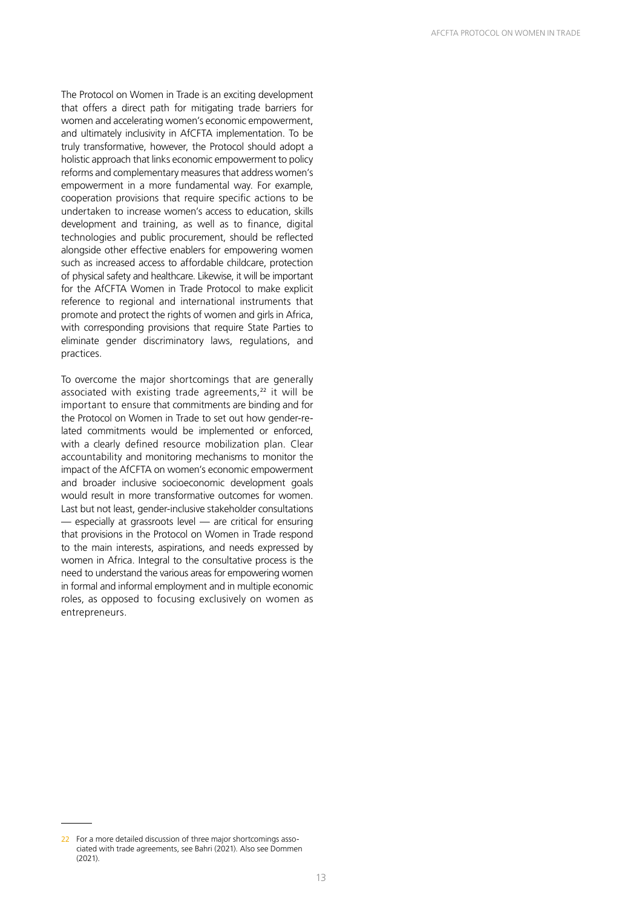The Protocol on Women in Trade is an exciting development that offers a direct path for mitigating trade barriers for women and accelerating women's economic empowerment, and ultimately inclusivity in AfCFTA implementation. To be truly transformative, however, the Protocol should adopt a holistic approach that links economic empowerment to policy reforms and complementary measures that address women's empowerment in a more fundamental way. For example, cooperation provisions that require specific actions to be undertaken to increase women's access to education, skills development and training, as well as to finance, digital technologies and public procurement, should be reflected alongside other effective enablers for empowering women such as increased access to affordable childcare, protection of physical safety and healthcare. Likewise, it will be important for the AfCFTA Women in Trade Protocol to make explicit reference to regional and international instruments that promote and protect the rights of women and girls in Africa, with corresponding provisions that require State Parties to eliminate gender discriminatory laws, regulations, and practices.

To overcome the major shortcomings that are generally associated with existing trade agreements,[22] it will be important to ensure that commitments are binding and for the Protocol on Women in Trade to set out how gender-related commitments would be implemented or enforced, with a clearly defined resource mobilization plan. Clear accountability and monitoring mechanisms to monitor the impact of the AfCFTA on women's economic empowerment and broader inclusive socioeconomic development goals would result in more transformative outcomes for women. Last but not least, gender-inclusive stakeholder consultations — especially at grassroots level — are critical for ensuring that provisions in the Protocol on Women in Trade respond to the main interests, aspirations, and needs expressed by women in Africa. Integral to the consultative process is the need to understand the various areas for empowering women in formal and informal employment and in multiple economic roles, as opposed to focusing exclusively on women as entrepreneurs.

---

[22] For a more detailed discussion of three major shortcomings associated with trade agreements, see Bahri (2021). Also see Dommen (2021).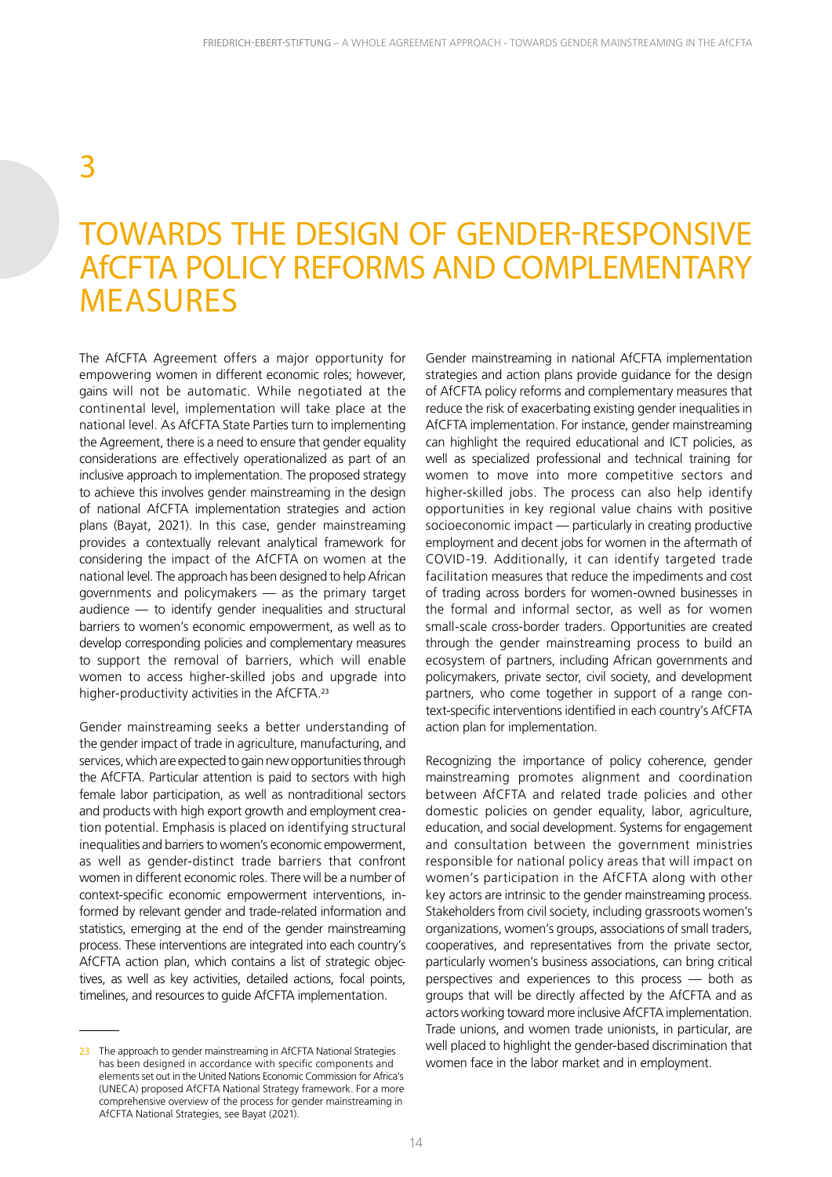# 3

# TOWARDS THE DESIGN OF GENDER-RESPONSIVE AfCFTA POLICY REFORMS AND COMPLEMENTARY MEASURES

The AfCFTA Agreement offers a major opportunity for empowering women in different economic roles; however, gains will not be automatic. While negotiated at the continental level, implementation will take place at the national level. As AfCFTA State Parties turn to implementing the Agreement, there is a need to ensure that gender equality considerations are effectively operationalized as part of an inclusive approach to implementation. The proposed strategy to achieve this involves gender mainstreaming in the design of national AfCFTA implementation strategies and action plans (Bayat, 2021). In this case, gender mainstreaming provides a contextually relevant analytical framework for considering the impact of the AfCFTA on women at the national level. The approach has been designed to help African governments and policymakers — as the primary target audience — to identify gender inequalities and structural barriers to women's economic empowerment, as well as to develop corresponding policies and complementary measures to support the removal of barriers, which will enable women to access higher-skilled jobs and upgrade into higher-productivity activities in the AfCFTA.[23]

Gender mainstreaming seeks a better understanding of the gender impact of trade in agriculture, manufacturing, and services, which are expected to gain new opportunities through the AfCFTA. Particular attention is paid to sectors with high female labor participation, as well as nontraditional sectors and products with high export growth and employment creation potential. Emphasis is placed on identifying structural inequalities and barriers to women's economic empowerment, as well as gender-distinct trade barriers that confront women in different economic roles. There will be a number of context-specific economic empowerment interventions, informed by relevant gender and trade-related information and statistics, emerging at the end of the gender mainstreaming process. These interventions are integrated into each country's AfCFTA action plan, which contains a list of strategic objectives, as well as key activities, detailed actions, focal points, timelines, and resources to guide AfCFTA implementation.

Gender mainstreaming in national AfCFTA implementation strategies and action plans provide guidance for the design of AfCFTA policy reforms and complementary measures that reduce the risk of exacerbating existing gender inequalities in AfCFTA implementation. For instance, gender mainstreaming can highlight the required educational and ICT policies, as well as specialized professional and technical training for women to move into more competitive sectors and higher-skilled jobs. The process can also help identify opportunities in key regional value chains with positive socioeconomic impact — particularly in creating productive employment and decent jobs for women in the aftermath of COVID-19. Additionally, it can identify targeted trade facilitation measures that reduce the impediments and cost of trading across borders for women-owned businesses in the formal and informal sector, as well as for women small-scale cross-border traders. Opportunities are created through the gender mainstreaming process to build an ecosystem of partners, including African governments and policymakers, private sector, civil society, and development partners, who come together in support of a range context-specific interventions identified in each country's AfCFTA action plan for implementation.

Recognizing the importance of policy coherence, gender mainstreaming promotes alignment and coordination between AfCFTA and related trade policies and other domestic policies on gender equality, labor, agriculture, education, and social development. Systems for engagement and consultation between the government ministries responsible for national policy areas that will impact on women's participation in the AfCFTA along with other key actors are intrinsic to the gender mainstreaming process. Stakeholders from civil society, including grassroots women's organizations, women's groups, associations of small traders, cooperatives, and representatives from the private sector, particularly women's business associations, can bring critical perspectives and experiences to this process — both as groups that will be directly affected by the AfCFTA and as actors working toward more inclusive AfCFTA implementation. Trade unions, and women trade unionists, in particular, are well placed to highlight the gender-based discrimination that women face in the labor market and in employment.

---

[23] The approach to gender mainstreaming in AfCFTA National Strategies has been designed in accordance with specific components and elements set out in the United Nations Economic Commission for Africa's (UNECA) proposed AfCFTA National Strategy framework. For a more comprehensive overview of the process for gender mainstreaming in AfCFTA National Strategies, see Bayat (2021).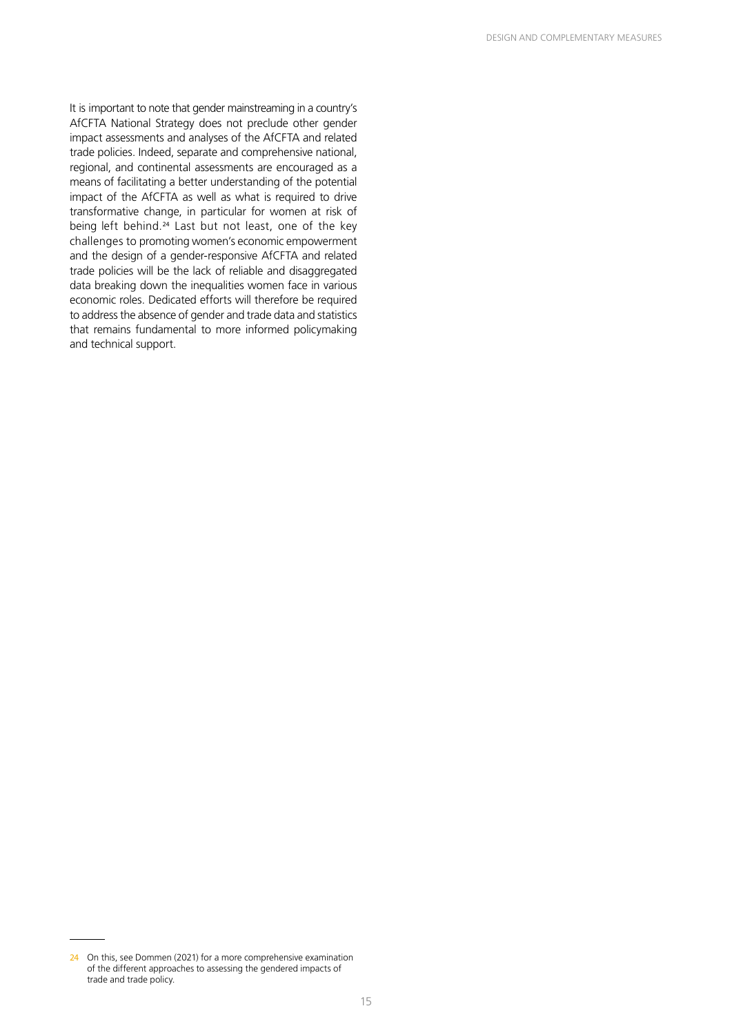It is important to note that gender mainstreaming in a country's AfCFTA National Strategy does not preclude other gender impact assessments and analyses of the AfCFTA and related trade policies. Indeed, separate and comprehensive national, regional, and continental assessments are encouraged as a means of facilitating a better understanding of the potential impact of the AfCFTA as well as what is required to drive transformative change, in particular for women at risk of being left behind.[24] Last but not least, one of the key challenges to promoting women's economic empowerment and the design of a gender-responsive AfCFTA and related trade policies will be the lack of reliable and disaggregated data breaking down the inequalities women face in various economic roles. Dedicated efforts will therefore be required to address the absence of gender and trade data and statistics that remains fundamental to more informed policymaking and technical support.

---

24 On this, see Dommen (2021) for a more comprehensive examination of the different approaches to assessing the gendered impacts of trade and trade policy.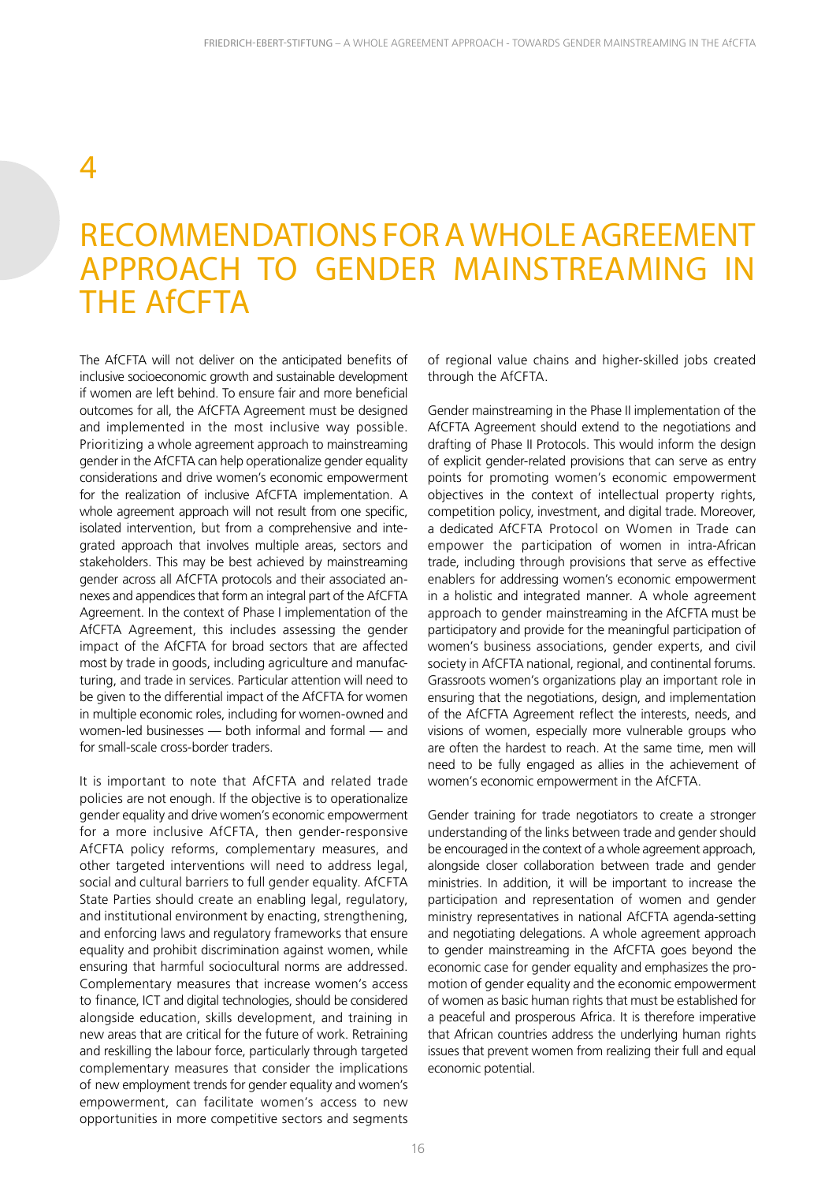# 4

# RECOMMENDATIONS FOR A WHOLE AGREEMENT APPROACH TO GENDER MAINSTREAMING IN THE AfCFTA

The AfCFTA will not deliver on the anticipated benefits of inclusive socioeconomic growth and sustainable development if women are left behind. To ensure fair and more beneficial outcomes for all, the AfCFTA Agreement must be designed and implemented in the most inclusive way possible. Prioritizing a whole agreement approach to mainstreaming gender in the AfCFTA can help operationalize gender equality considerations and drive women's economic empowerment for the realization of inclusive AfCFTA implementation. A whole agreement approach will not result from one specific, isolated intervention, but from a comprehensive and integrated approach that involves multiple areas, sectors and stakeholders. This may be best achieved by mainstreaming gender across all AfCFTA protocols and their associated annexes and appendices that form an integral part of the AfCFTA Agreement. In the context of Phase I implementation of the AfCFTA Agreement, this includes assessing the gender impact of the AfCFTA for broad sectors that are affected most by trade in goods, including agriculture and manufacturing, and trade in services. Particular attention will need to be given to the differential impact of the AfCFTA for women in multiple economic roles, including for women-owned and women-led businesses — both informal and formal — and for small-scale cross-border traders.

It is important to note that AfCFTA and related trade policies are not enough. If the objective is to operationalize gender equality and drive women's economic empowerment for a more inclusive AfCFTA, then gender-responsive AfCFTA policy reforms, complementary measures, and other targeted interventions will need to address legal, social and cultural barriers to full gender equality. AfCFTA State Parties should create an enabling legal, regulatory, and institutional environment by enacting, strengthening, and enforcing laws and regulatory frameworks that ensure equality and prohibit discrimination against women, while ensuring that harmful sociocultural norms are addressed. Complementary measures that increase women's access to finance, ICT and digital technologies, should be considered alongside education, skills development, and training in new areas that are critical for the future of work. Retraining and reskilling the labour force, particularly through targeted complementary measures that consider the implications of new employment trends for gender equality and women's empowerment, can facilitate women's access to new opportunities in more competitive sectors and segments of regional value chains and higher-skilled jobs created through the AfCFTA.

Gender mainstreaming in the Phase II implementation of the AfCFTA Agreement should extend to the negotiations and drafting of Phase II Protocols. This would inform the design of explicit gender-related provisions that can serve as entry points for promoting women's economic empowerment objectives in the context of intellectual property rights, competition policy, investment, and digital trade. Moreover, a dedicated AfCFTA Protocol on Women in Trade can empower the participation of women in intra-African trade, including through provisions that serve as effective enablers for addressing women's economic empowerment in a holistic and integrated manner. A whole agreement approach to gender mainstreaming in the AfCFTA must be participatory and provide for the meaningful participation of women's business associations, gender experts, and civil society in AfCFTA national, regional, and continental forums. Grassroots women's organizations play an important role in ensuring that the negotiations, design, and implementation of the AfCFTA Agreement reflect the interests, needs, and visions of women, especially more vulnerable groups who are often the hardest to reach. At the same time, men will need to be fully engaged as allies in the achievement of women's economic empowerment in the AfCFTA.

Gender training for trade negotiators to create a stronger understanding of the links between trade and gender should be encouraged in the context of a whole agreement approach, alongside closer collaboration between trade and gender ministries. In addition, it will be important to increase the participation and representation of women and gender ministry representatives in national AfCFTA agenda-setting and negotiating delegations. A whole agreement approach to gender mainstreaming in the AfCFTA goes beyond the economic case for gender equality and emphasizes the promotion of gender equality and the economic empowerment of women as basic human rights that must be established for a peaceful and prosperous Africa. It is therefore imperative that African countries address the underlying human rights issues that prevent women from realizing their full and equal economic potential.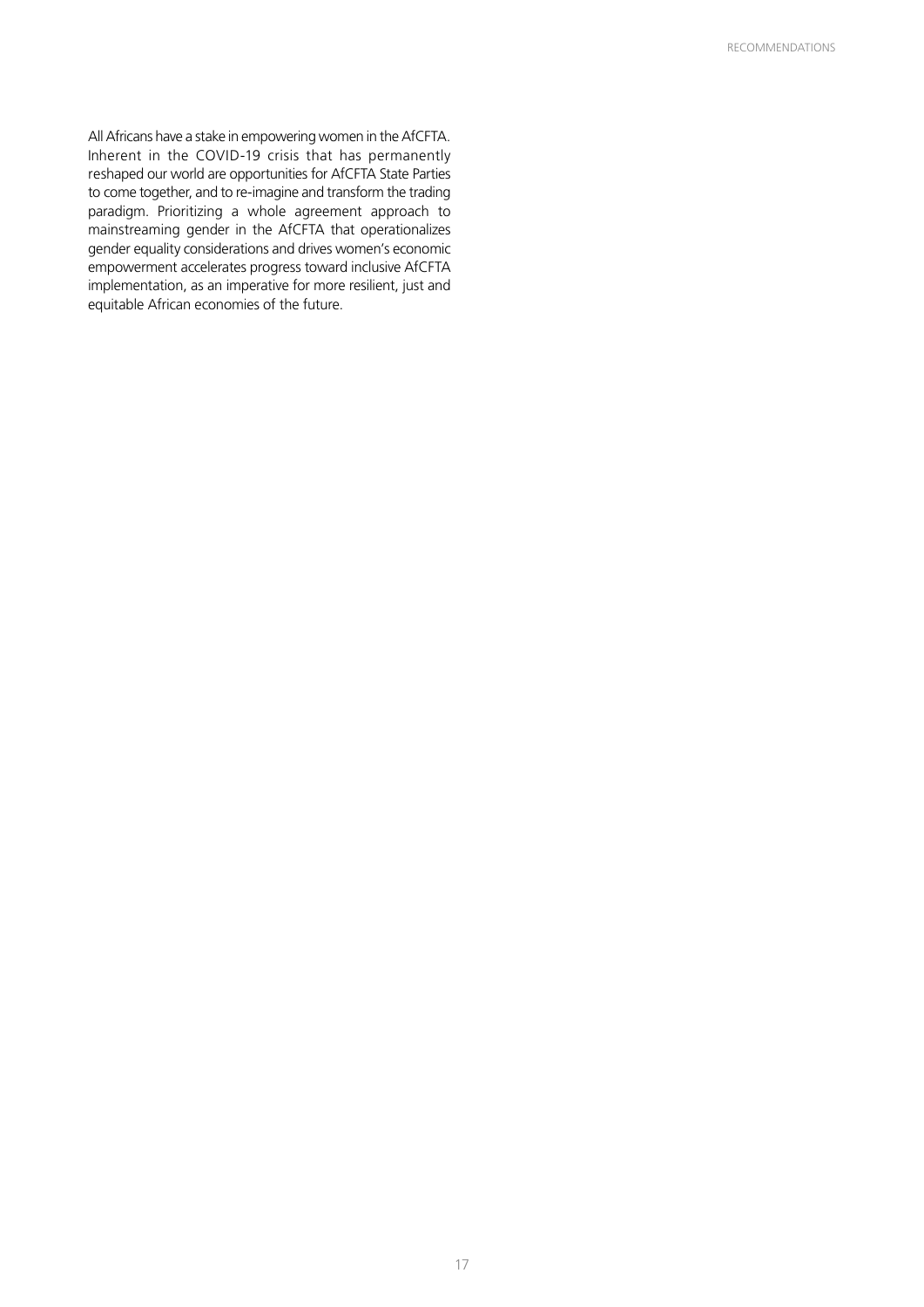All Africans have a stake in empowering women in the AfCFTA. Inherent in the COVID-19 crisis that has permanently reshaped our world are opportunities for AfCFTA State Parties to come together, and to re-imagine and transform the trading paradigm. Prioritizing a whole agreement approach to mainstreaming gender in the AfCFTA that operationalizes gender equality considerations and drives women's economic empowerment accelerates progress toward inclusive AfCFTA implementation, as an imperative for more resilient, just and equitable African economies of the future.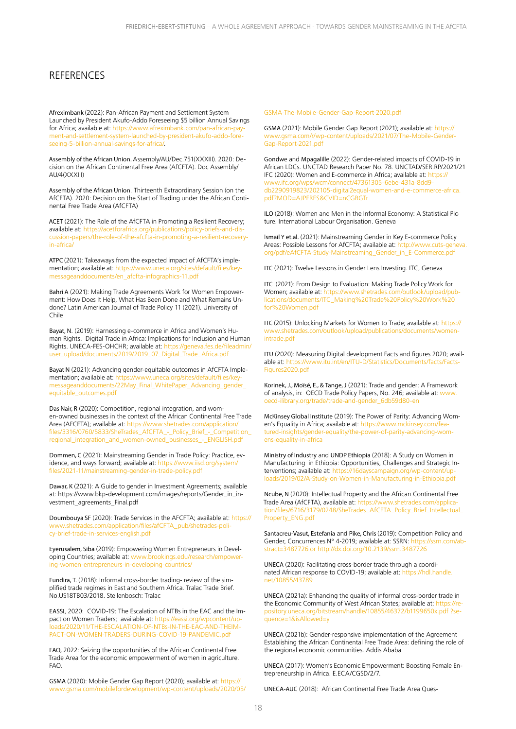# REFERENCES

**Afreximbank** (2022): Pan-African Payment and Settlement System Launched by President Akufo-Addo Foreseeing $5 billion Annual Savings for Africa; available at: https://www.afreximbank.com/pan-african-payment-and-settlement-system-launched-by-president-akufo-addo-foreseeing-5-billion-annual-savings-for-africa/.

**Assembly of the African Union.** Assembly/AU/Dec.751(XXXIII). 2020: Decision on the African Continental Free Area (AfCFTA). Doc Assembly/AU/4(XXXIII)

**Assembly of the African Union**. Thirteenth Extraordinary Session (on the AfCFTA). 2020: Decision on the Start of Trading under the African Continental Free Trade Area (AfCFTA)

**ACET** (2021): The Role of the AfCFTA in Promoting a Resilient Recovery; available at: https://acetforafrica.org/publications/policy-briefs-and-discussion-papers/the-role-of-the-afcfta-in-promoting-a-resilient-recovery-in-africa/

**ATPC** (2021): Takeaways from the expected impact of AfCFTA's implementation; available at: https://www.uneca.org/sites/default/files/keymessageanddocuments/en_afcfta-infographics-11.pdf

**Bahri A** (2021): Making Trade Agreements Work for Women Empowerment: How Does It Help, What Has Been Done and What Remains Undone? Latin American Journal of Trade Policy 11 (2021). University of Chile

**Bayat, N**. (2019): Harnessing e-commerce in Africa and Women's Human Rights. Digital Trade in Africa: Implications for Inclusion and Human Rights. UNECA-FES-OHCHR; available at: https://geneva.fes.de/fileadmin/user_upload/documents/2019/2019_07_Digital_Trade_Africa.pdf

**Bayat N** (2021): Advancing gender-equitable outcomes in AfCFTA Implementation; available at: https://www.uneca.org/sites/default/files/keymessageanddocuments/22May_Final_WhitePaper_Advancing_gender_equitable_outcomes.pdf

**Das Nair, R** (2020): Competition, regional integration, and women-owned businesses in the context of the African Continental Free Trade Area (AFCFTA); available at: https://www.shetrades.com/application/files/3316/0760/5833/SheTrades_AfCFTA_-_Policy_Brief_-_Competition_regional_integration_and_women-owned_businesses_-_ENGLISH.pdf

**Dommen, C** (2021): Mainstreaming Gender in Trade Policy: Practice, evidence, and ways forward; available at: https://www.iisd.org/system/files/2021-11/mainstreaming-gender-in-trade-policy.pdf

**Dawar, K** (2021): A Guide to gender in Investment Agreements; available at: https://www.bkp-development.com/images/reports/Gender_in_investment_agreements_Final.pdf

**Doumbouya SF** (2020): Trade Services in the AFCFTA; available at: https://www.shetrades.com/application/files/afCFTA_pub/shetrades-policy-brief-trade-in-services-english.pdf

**Eyerusalem, Siba** (2019): Empowering Women Entrepreneurs in Developing Countries; available at: www.brookings.edu/research/empowering-women-entrepreneurs-in-developing-countries/

**Fundira, T.** (2018): Informal cross-border trading- review of the simplified trade regimes in East and Southern Africa. Tralac Trade Brief. No.US18TB03/2018. Stellenbosch: Tralac

**EASSI**, 2020: COVID-19: The Escalation of NTBs in the EAC and the Impact on Women Traders; available at: https://eassi.org/wpcontent/uploads/2020/11/THE-ESCALATION-OF-NTBs-IN-THE-EAC-AND-THEIMPACT-ON-WOMEN-TRADERS-DURING-COVID-19-PANDEMIC.pdf

**FAO**, 2022: Seizing the opportunities of the African Continental Free Trade Area for the economic empowerment of women in agriculture. FAO.

**GSMA** (2020): Mobile Gender Gap Report (2020); available at: https://www.gsma.com/mobilefordevelopment/wp-content/uploads/2020/05/GSMA-The-Mobile-Gender-Gap-Report-2020.pdf

**GSMA** (2021): Mobile Gender Gap Report (2021); available at: https://www.gsma.com/r/wp-content/uploads/2021/07/The-Mobile-Gender-Gap-Report-2021.pdf

**Gondwe** and **Mpagalille** (2022): Gender-related impacts of COVID-19 in African LDCs. UNCTAD Research Paper No. 78. UNCTAD/SER.RP/2021/21
IFC (2020): Women and E-commerce in Africa; available at: https://www.ifc.org/wps/wcm/connect/47361305-6ebe-431a-8dd9-db2290919823/202105-digital2equal-women-and-e-commerce-africa.pdf?MOD=AJPERES&CVID=nCGRGTr

**ILO** (2018): Women and Men in the Informal Economy: A Statistical Picture. International Labour Organisation. Geneva

**Ismail Y et.al.** (2021): Mainstreaming Gender in Key E-commerce Policy Areas: Possible Lessons for AfCFTA; available at: http://www.cuts-geneva.org/pdf/eAfCFTA-Study-Mainstreaming_Gender_in_E-Commerce.pdf

**ITC** (2021): Twelve Lessons in Gender Lens Investing. ITC, Geneva

**ITC** (2021): From Design to Evaluation: Making Trade Policy Work for Women; available at: https://www.shetrades.com/outlook/upload/publications/documents/ITC_Making%20Trade%20Policy%20Work%20for%20Women.pdf

**ITC** (2015): Unlocking Markets for Women to Trade; available at: https://www.shetrades.com/outlook/upload/publications/documents/women-intrade.pdf

**ITU** (2020): Measuring Digital development Facts and figures 2020; available at: https://www.itu.int/en/ITU-D/Statistics/Documents/facts/FactsFigures2020.pdf

**Korinek, J., Moïsé, E., & Tange, J** (2021): Trade and gender: A Framework of analysis, in: OECD Trade Policy Papers, No. 246; available at: www.oecd-ilibrary.org/trade/trade-and-gender_6db59d80-en

**McKinsey Global Institute** (2019): The Power of Parity: Advancing Women's Equality in Africa; available at: https://www.mckinsey.com/featured-insights/gender-equality/the-power-of-parity-advancing-womens-equality-in-africa

**Ministry of Industry** and **UNDP Ethiopia** (2018): A Study on Women in Manufacturing in Ethiopia: Opportunities, Challenges and Strategic Interventions; available at: https://16dayscampaign.org/wp-content/uploads/2019/02/A-Study-on-Women-in-Manufacturing-in-Ethiopia.pdf

**Ncube, N** (2020): Intellectual Property and the African Continental Free Trade Area (AfCFTA), available at: https://www.shetrades.com/application/files/6716/3179/0248/SheTrades_AfCFTA_Policy_Brief_Intellectual_Property_ENG.pdf

**Santacreu-Vasut, Estefania** and **Pike, Chris** (2019): Competition Policy and Gender, Concurrences N° 4-2019; available at: SSRN: https://ssrn.com/abstract=3487726 or http://dx.doi.org/10.2139/ssrn.3487726

**UNECA** (2020): Facilitating cross-border trade through a coordinated African response to COVID-19; available at: https://hdl.handle.net/10855/43789

**UNECA** (2021a): Enhancing the quality of informal cross-border trade in the Economic Community of West African States; available at: https://repository.uneca.org/bitstream/handle/10855/46372/b1199650x.pdf ?sequence=1&isAllowed=y

**UNECA** (2021b): Gender-responsive implementation of the Agreement Establishing the African Continental Free Trade Area: defining the role of the regional economic communities. Addis Ababa

**UNECA** (2017): Women's Economic Empowerment: Boosting Female Entrepreneurship in Africa. E.ECA/CGSD/2/7.

**UNECA-AUC** (2018): African Continental Free Trade Area Ques-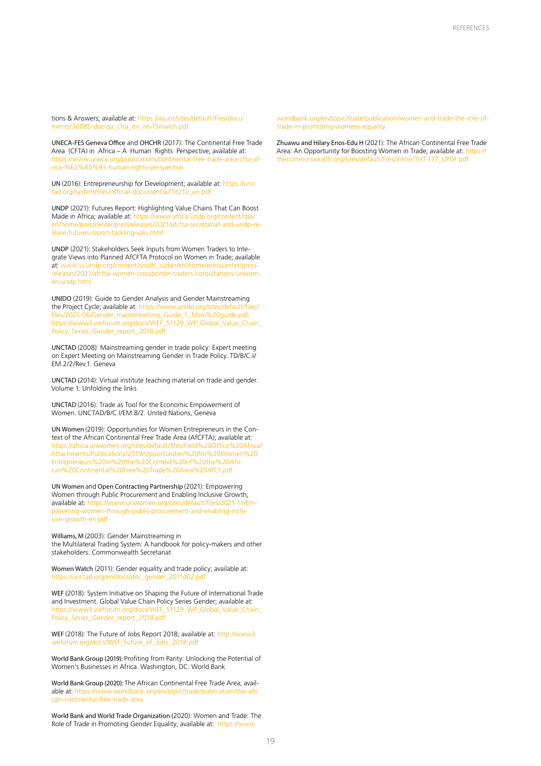tions & Answers; available at: https://au.int/sites/default/files/documents/36085-doc-qa_cfta_en_rev15march.pdf

UNECA-FES Geneva Office and OHCHR (2017): The Continental Free Trade Area (CFTA) in Africa – A Human Rights Perspective; available at: https://www.uneca.org/publications/continental-free-trade-area-cfta-africa-%E2%80%93-human-rights-perspective

UN (2016): Entrepreneurship for Development; available at: https://unctad.org/system/files/official-document/a71d210_en.pdf

UNDP (2021): Futures Report: Highlighting Value Chains That Can Boost Made in Africa; available at: https://www.africa.undp.org/content/rba/en/home/presscenter/pressreleases/2021/afcfta-secretariat-and-undp-release-futures-report-tackling-valu.html

UNDP (2021): Stakeholders Seek Inputs from Women Traders to Integrate Views into Planned AfCFTA Protocol on Women in Trade; available at: www.ss.undp.org/content/south_sudan/en/home/presscenter/pressreleases/2021/afcfta-women-crossborder-traders-consultations-unwomen-undp.html

UNIDO (2019): Guide to Gender Analysis and Gender Mainstreaming the Project Cycle; available at: https://www.unido.org/sites/default/files/files/2021-06/Gender_mainstreaming_Guide_1_Main%20guide.pdf; https://www3.weforum.org/docs/WEF_51129_WP_Global_Value_Chain_Policy_Series_Gender_report_2018.pdf

UNCTAD (2008): Mainstreaming gender in trade policy: Expert meeting on Expert Meeting on Mainstreaming Gender in Trade Policy. TD/B/C.I/EM.2/2/Rev.1. Geneva

UNCTAD (2014): Virtual institute teaching material on trade and gender. Volume 1: Unfolding the links

UNCTAD (2016): Trade as Tool for the Economic Empowerment of Women. UNCTAD/B/C.I/EM.8/2. United Nations, Geneva

UN Women (2019): Opportunities for Women Entrepreneurs in the Context of the African Continental Free Trade Area (AfCFTA); available at: https://africa.unwomen.org/sites/default/files/Field%20Office%20Africa/Attachments/Publications/2019/Opportunities%20for%20Women%20Entrepreneurs%20in%20the%20Context%20of%20the%20African%20Continental%20Free%20Trade%20Area%20AfCF.pdf

UN Women and Open Contracting Partnership (2021): Empowering Women through Public Procurement and Enabling Inclusive Growth; available at: https://www.unwomen.org/sites/default/files/2021-11/Empowering-women-through-public-procurement-and-enabling-inclusive-growth-en.pdf

Williams, M (2003): Gender Mainstreaming in the Multilateral Trading System: A handbook for policy-makers and other stakeholders. Commonwealth Secretariat

Women Watch (2011): Gender equality and trade policy; available at: https://unctad.org/en/docs/ditc_gender_2011d02.pdf

WEF (2018): System Initiative on Shaping the Future of International Trade and Investment. Global Value Chain Policy Series Gender; available at: https://www3.weforum.org/docs/WEF_51129_WP_Global_Value_Chain_Policy_Series_Gender_report_2018.pdf

WEF (2018): The Future of Jobs Report 2018; available at: http://www3.weforum.org/docs/WEF_Future_of_Jobs_2018.pdf

World Bank Group (2019): Profiting from Parity: Unlocking the Potential of Women's Businesses in Africa. Washington, DC: World Bank

World Bank Group (2020): The African Continental Free Trade Area; available at: https://www.worldbank.org/en/topic/trade/publication/the-african-continental-free-trade-area

World Bank and World Trade Organization (2020): Women and Trade: The Role of Trade in Promoting Gender Equality; available at: https://www.worldbank.org/en/topic/trade/publication/women-and-trade-the-role-of-trade-in-promoting-womens-equality

Zhuawu and Hilary Enos-Edu H (2021): The African Continental Free Trade Area: An Opportunity for Boosting Women in Trade; available at: https://thecommonwealth.org/sites/default/files/inline/THT-177_UPDF.pdf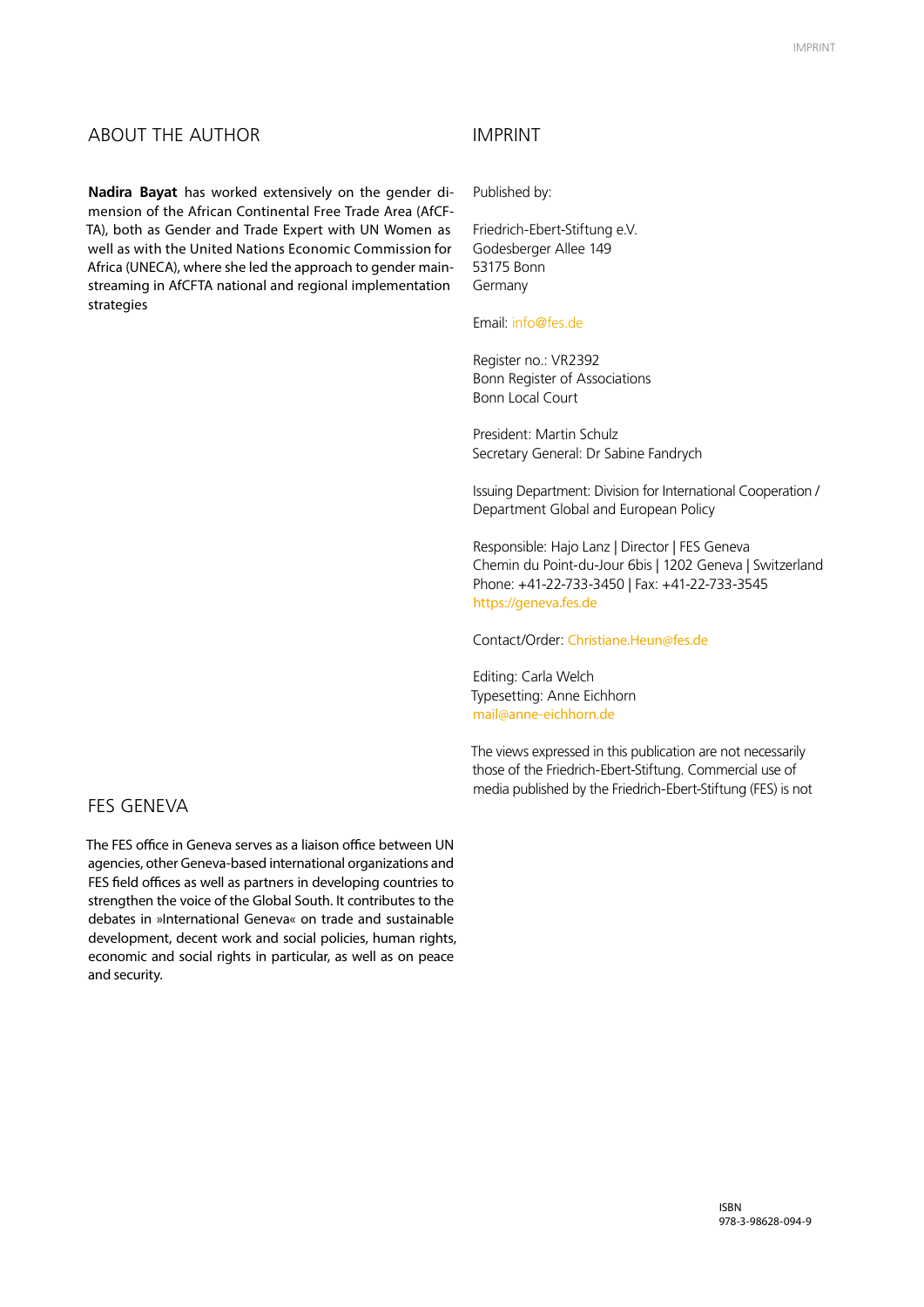## ABOUT THE AUTHOR

**Nadira Bayat** has worked extensively on the gender dimension of the African Continental Free Trade Area (AfCFTA), both as Gender and Trade Expert with UN Women as well as with the United Nations Economic Commission for Africa (UNECA), where she led the approach to gender mainstreaming in AfCFTA national and regional implementation strategies

## FES GENEVA

The FES office in Geneva serves as a liaison office between UN agencies, other Geneva-based international organizations and FES field offices as well as partners in developing countries to strengthen the voice of the Global South. It contributes to the debates in »International Geneva« on trade and sustainable development, decent work and social policies, human rights, economic and social rights in particular, as well as on peace and security.

## IMPRINT

Published by:

Friedrich-Ebert-Stiftung e.V.
Godesberger Allee 149
53175 Bonn
Germany

Email: info@fes.de

Register no.: VR2392
Bonn Register of Associations
Bonn Local Court

President: Martin Schulz
Secretary General: Dr Sabine Fandrych

Issuing Department: Division for International Cooperation / Department Global and European Policy

Responsible: Hajo Lanz | Director | FES Geneva
Chemin du Point-du-Jour 6bis | 1202 Geneva | Switzerland
Phone: +41-22-733-3450 | Fax: +41-22-733-3545
https://geneva.fes.de

Contact/Order: Christiane.Heun@fes.de

Editing: Carla Welch
Typesetting: Anne Eichhorn
mail@anne-eichhorn.de

The views expressed in this publication are not necessarily those of the Friedrich-Ebert-Stiftung. Commercial use of media published by the Friedrich-Ebert-Stiftung (FES) is not

ISBN
978-3-98628-094-9